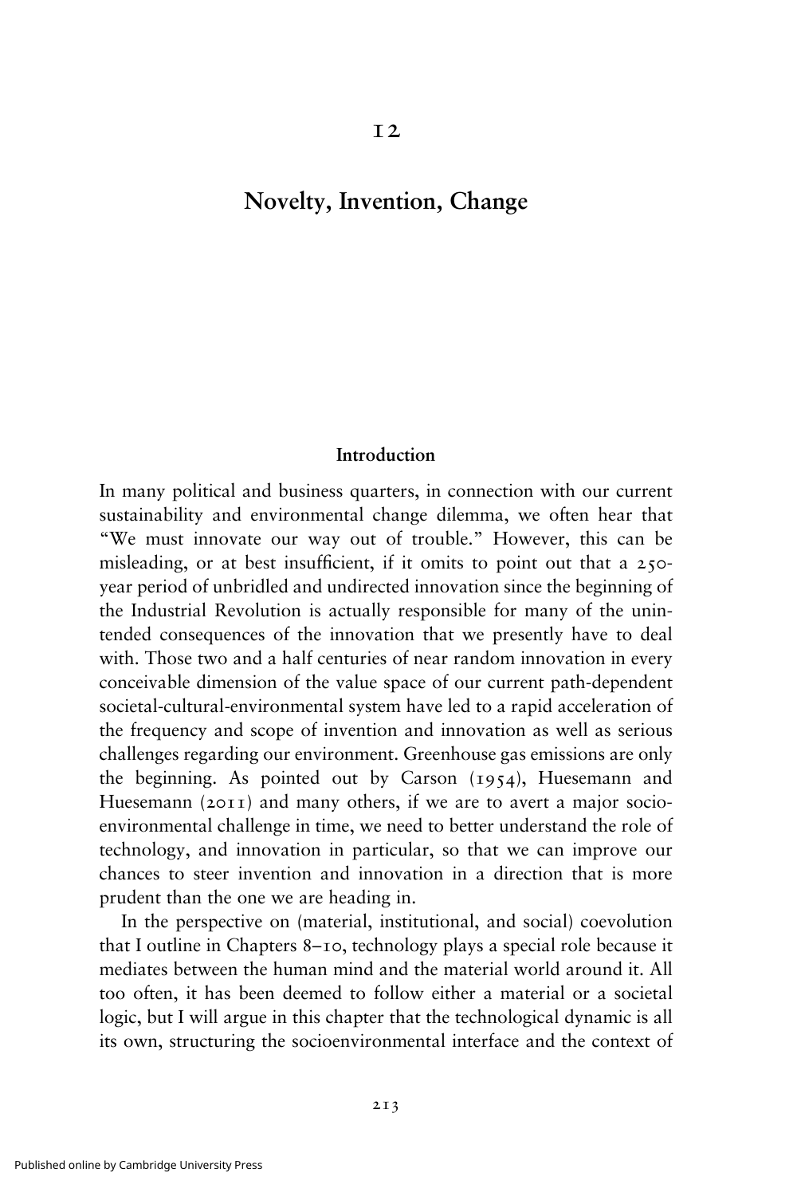# 12

# Novelty, Invention, Change

## Introduction

In many political and business quarters, in connection with our current sustainability and environmental change dilemma, we often hear that "We must innovate our way out of trouble." However, this can be misleading, or at best insufficient, if it omits to point out that a 250-year period of unbridled and undirected innovation since the beginning of the Industrial Revolution is actually responsible for many of the unintended consequences of the innovation that we presently have to deal with. Those two and a half centuries of near random innovation in every conceivable dimension of the value space of our current path-dependent societal-cultural-environmental system have led to a rapid acceleration of the frequency and scope of invention and innovation as well as serious challenges regarding our environment. Greenhouse gas emissions are only the beginning. As pointed out by Carson (1954), Huesemann and Huesemann (2011) and many others, if we are to avert a major socio-environmental challenge in time, we need to better understand the role of technology, and innovation in particular, so that we can improve our chances to steer invention and innovation in a direction that is more prudent than the one we are heading in.

In the perspective on (material, institutional, and social) coevolution that I outline in Chapters 8–10, technology plays a special role because it mediates between the human mind and the material world around it. All too often, it has been deemed to follow either a material or a societal logic, but I will argue in this chapter that the technological dynamic is all its own, structuring the socioenvironmental interface and the context of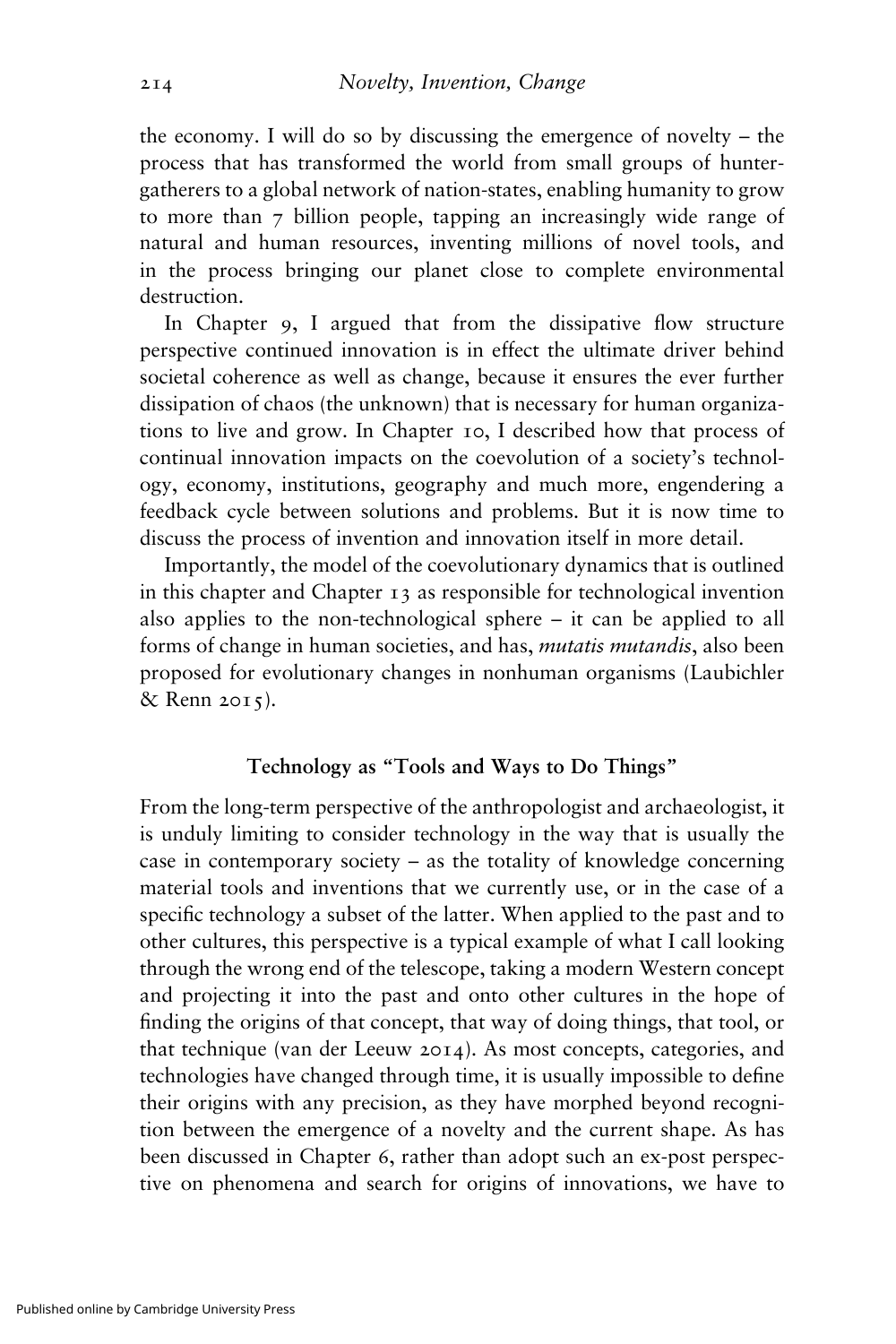the economy. I will do so by discussing the emergence of novelty – the process that has transformed the world from small groups of hunter-gatherers to a global network of nation-states, enabling humanity to grow to more than 7 billion people, tapping an increasingly wide range of natural and human resources, inventing millions of novel tools, and in the process bringing our planet close to complete environmental destruction.

In Chapter 9, I argued that from the dissipative flow structure perspective continued innovation is in effect the ultimate driver behind societal coherence as well as change, because it ensures the ever further dissipation of chaos (the unknown) that is necessary for human organizations to live and grow. In Chapter 10, I described how that process of continual innovation impacts on the coevolution of a society's technology, economy, institutions, geography and much more, engendering a feedback cycle between solutions and problems. But it is now time to discuss the process of invention and innovation itself in more detail.

Importantly, the model of the coevolutionary dynamics that is outlined in this chapter and Chapter 13 as responsible for technological invention also applies to the non-technological sphere – it can be applied to all forms of change in human societies, and has, *mutatis mutandis*, also been proposed for evolutionary changes in nonhuman organisms (Laubichler & Renn 2015).

## Technology as "Tools and Ways to Do Things"

From the long-term perspective of the anthropologist and archaeologist, it is unduly limiting to consider technology in the way that is usually the case in contemporary society – as the totality of knowledge concerning material tools and inventions that we currently use, or in the case of a specific technology a subset of the latter. When applied to the past and to other cultures, this perspective is a typical example of what I call looking through the wrong end of the telescope, taking a modern Western concept and projecting it into the past and onto other cultures in the hope of finding the origins of that concept, that way of doing things, that tool, or that technique (van der Leeuw 2014). As most concepts, categories, and technologies have changed through time, it is usually impossible to define their origins with any precision, as they have morphed beyond recognition between the emergence of a novelty and the current shape. As has been discussed in Chapter 6, rather than adopt such an ex-post perspective on phenomena and search for origins of innovations, we have to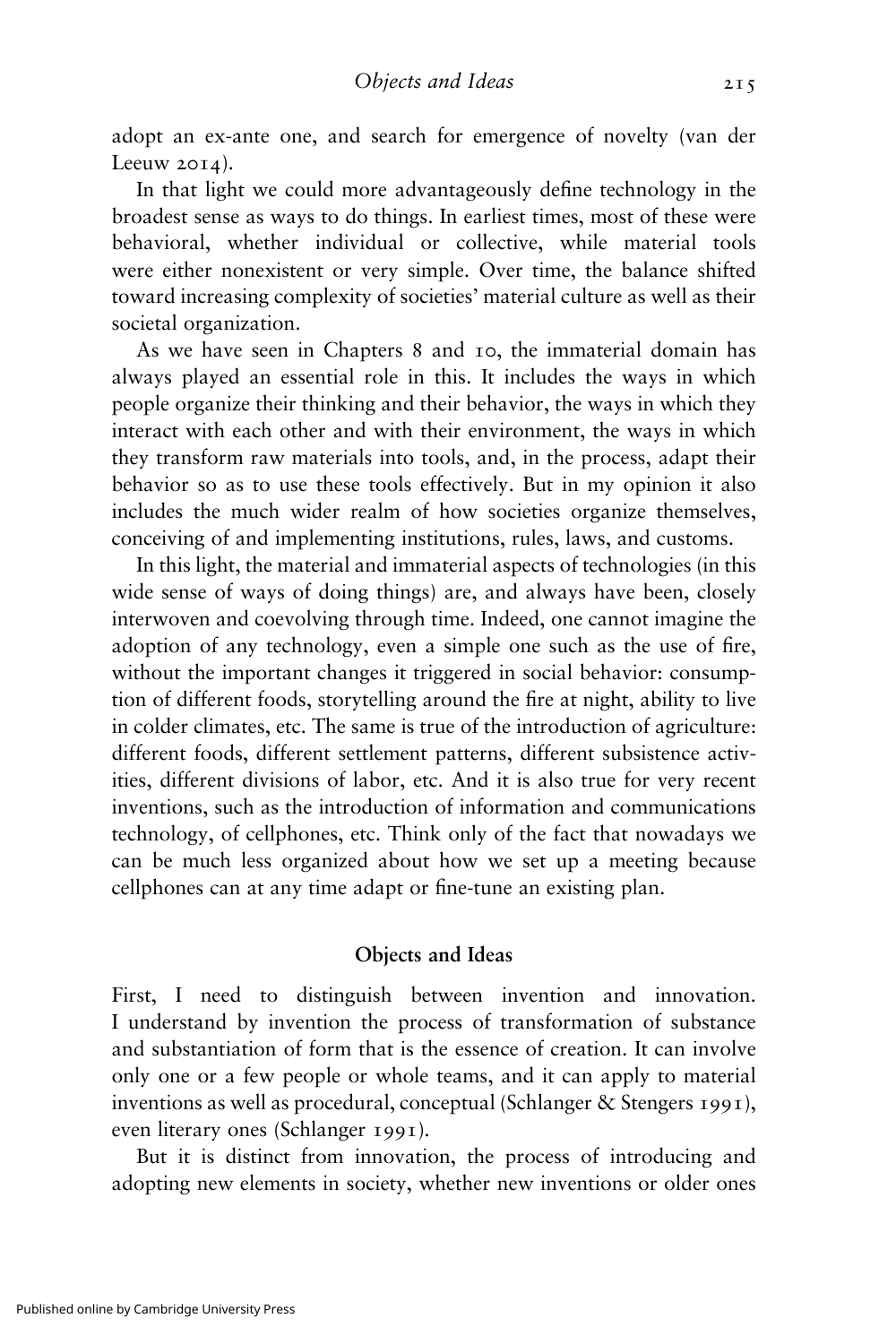adopt an ex-ante one, and search for emergence of novelty (van der Leeuw 2014).

In that light we could more advantageously define technology in the broadest sense as ways to do things. In earliest times, most of these were behavioral, whether individual or collective, while material tools were either nonexistent or very simple. Over time, the balance shifted toward increasing complexity of societies' material culture as well as their societal organization.

As we have seen in Chapters 8 and 10, the immaterial domain has always played an essential role in this. It includes the ways in which people organize their thinking and their behavior, the ways in which they interact with each other and with their environment, the ways in which they transform raw materials into tools, and, in the process, adapt their behavior so as to use these tools effectively. But in my opinion it also includes the much wider realm of how societies organize themselves, conceiving of and implementing institutions, rules, laws, and customs.

In this light, the material and immaterial aspects of technologies (in this wide sense of ways of doing things) are, and always have been, closely interwoven and coevolving through time. Indeed, one cannot imagine the adoption of any technology, even a simple one such as the use of fire, without the important changes it triggered in social behavior: consumption of different foods, storytelling around the fire at night, ability to live in colder climates, etc. The same is true of the introduction of agriculture: different foods, different settlement patterns, different subsistence activities, different divisions of labor, etc. And it is also true for very recent inventions, such as the introduction of information and communications technology, of cellphones, etc. Think only of the fact that nowadays we can be much less organized about how we set up a meeting because cellphones can at any time adapt or fine-tune an existing plan.

## Objects and Ideas

First, I need to distinguish between invention and innovation. I understand by invention the process of transformation of substance and substantiation of form that is the essence of creation. It can involve only one or a few people or whole teams, and it can apply to material inventions as well as procedural, conceptual (Schlanger & Stengers 1991), even literary ones (Schlanger 1991).

But it is distinct from innovation, the process of introducing and adopting new elements in society, whether new inventions or older ones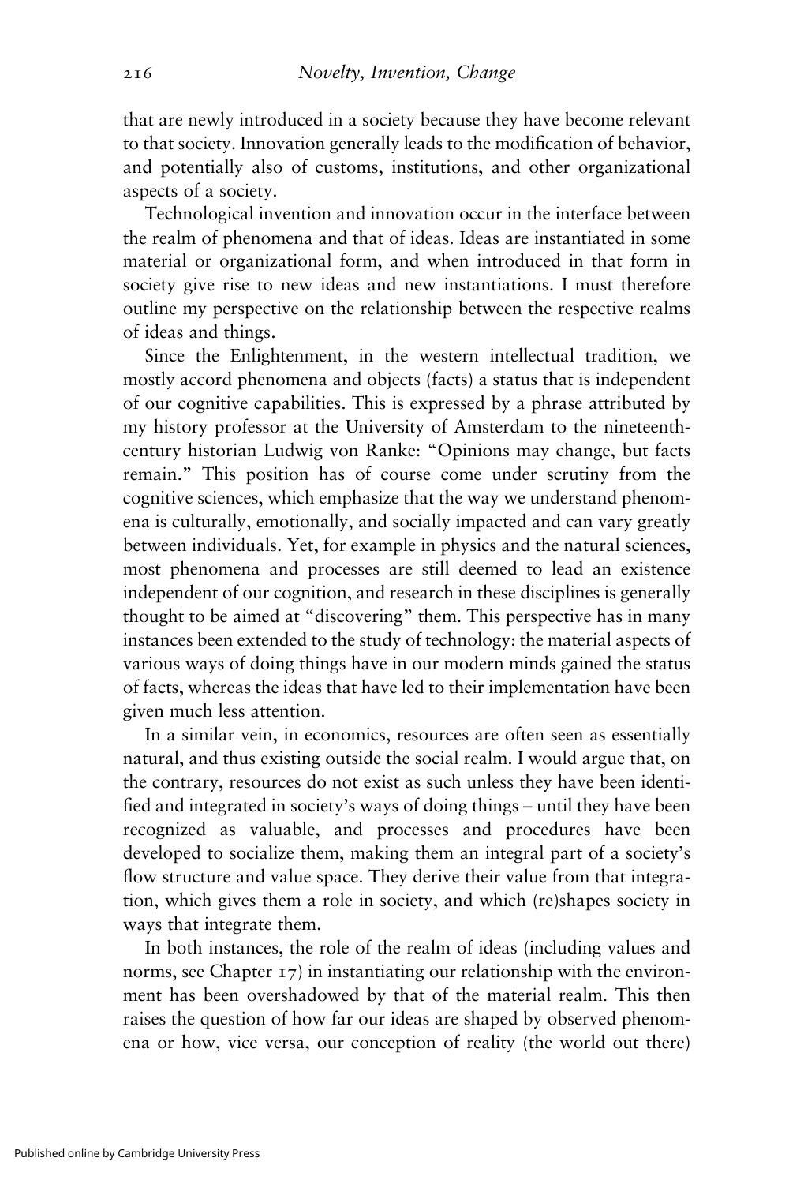that are newly introduced in a society because they have become relevant to that society. Innovation generally leads to the modification of behavior, and potentially also of customs, institutions, and other organizational aspects of a society.

Technological invention and innovation occur in the interface between the realm of phenomena and that of ideas. Ideas are instantiated in some material or organizational form, and when introduced in that form in society give rise to new ideas and new instantiations. I must therefore outline my perspective on the relationship between the respective realms of ideas and things.

Since the Enlightenment, in the western intellectual tradition, we mostly accord phenomena and objects (facts) a status that is independent of our cognitive capabilities. This is expressed by a phrase attributed by my history professor at the University of Amsterdam to the nineteenth-century historian Ludwig von Ranke: "Opinions may change, but facts remain." This position has of course come under scrutiny from the cognitive sciences, which emphasize that the way we understand phenomena is culturally, emotionally, and socially impacted and can vary greatly between individuals. Yet, for example in physics and the natural sciences, most phenomena and processes are still deemed to lead an existence independent of our cognition, and research in these disciplines is generally thought to be aimed at "discovering" them. This perspective has in many instances been extended to the study of technology: the material aspects of various ways of doing things have in our modern minds gained the status of facts, whereas the ideas that have led to their implementation have been given much less attention.

In a similar vein, in economics, resources are often seen as essentially natural, and thus existing outside the social realm. I would argue that, on the contrary, resources do not exist as such unless they have been identified and integrated in society's ways of doing things – until they have been recognized as valuable, and processes and procedures have been developed to socialize them, making them an integral part of a society's flow structure and value space. They derive their value from that integration, which gives them a role in society, and which (re)shapes society in ways that integrate them.

In both instances, the role of the realm of ideas (including values and norms, see Chapter 17) in instantiating our relationship with the environment has been overshadowed by that of the material realm. This then raises the question of how far our ideas are shaped by observed phenomena or how, vice versa, our conception of reality (the world out there)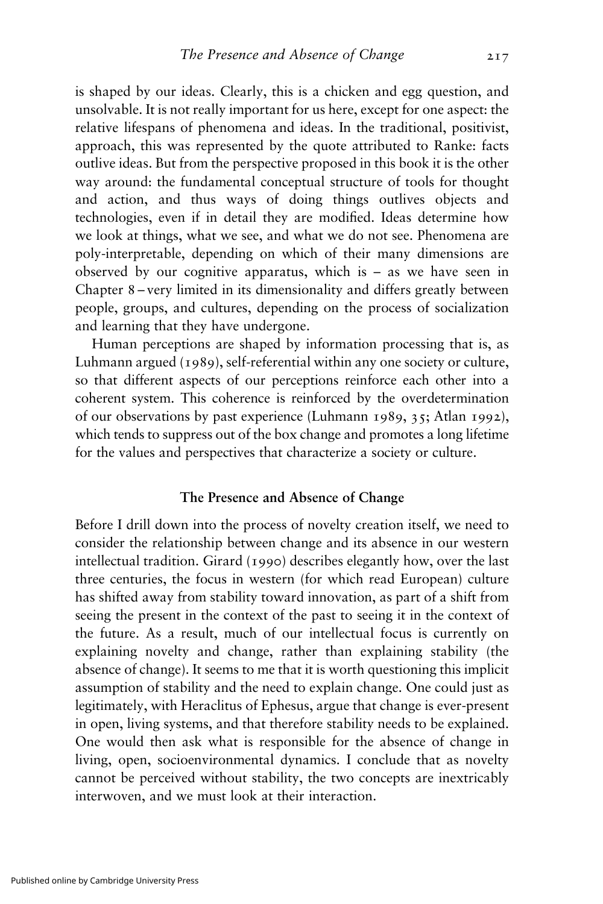is shaped by our ideas. Clearly, this is a chicken and egg question, and unsolvable. It is not really important for us here, except for one aspect: the relative lifespans of phenomena and ideas. In the traditional, positivist, approach, this was represented by the quote attributed to Ranke: facts outlive ideas. But from the perspective proposed in this book it is the other way around: the fundamental conceptual structure of tools for thought and action, and thus ways of doing things outlives objects and technologies, even if in detail they are modified. Ideas determine how we look at things, what we see, and what we do not see. Phenomena are poly-interpretable, depending on which of their many dimensions are observed by our cognitive apparatus, which is – as we have seen in Chapter 8 – very limited in its dimensionality and differs greatly between people, groups, and cultures, depending on the process of socialization and learning that they have undergone.

Human perceptions are shaped by information processing that is, as Luhmann argued (1989), self-referential within any one society or culture, so that different aspects of our perceptions reinforce each other into a coherent system. This coherence is reinforced by the overdetermination of our observations by past experience (Luhmann 1989, 35; Atlan 1992), which tends to suppress out of the box change and promotes a long lifetime for the values and perspectives that characterize a society or culture.

## The Presence and Absence of Change

Before I drill down into the process of novelty creation itself, we need to consider the relationship between change and its absence in our western intellectual tradition. Girard (1990) describes elegantly how, over the last three centuries, the focus in western (for which read European) culture has shifted away from stability toward innovation, as part of a shift from seeing the present in the context of the past to seeing it in the context of the future. As a result, much of our intellectual focus is currently on explaining novelty and change, rather than explaining stability (the absence of change). It seems to me that it is worth questioning this implicit assumption of stability and the need to explain change. One could just as legitimately, with Heraclitus of Ephesus, argue that change is ever-present in open, living systems, and that therefore stability needs to be explained. One would then ask what is responsible for the absence of change in living, open, socioenvironmental dynamics. I conclude that as novelty cannot be perceived without stability, the two concepts are inextricably interwoven, and we must look at their interaction.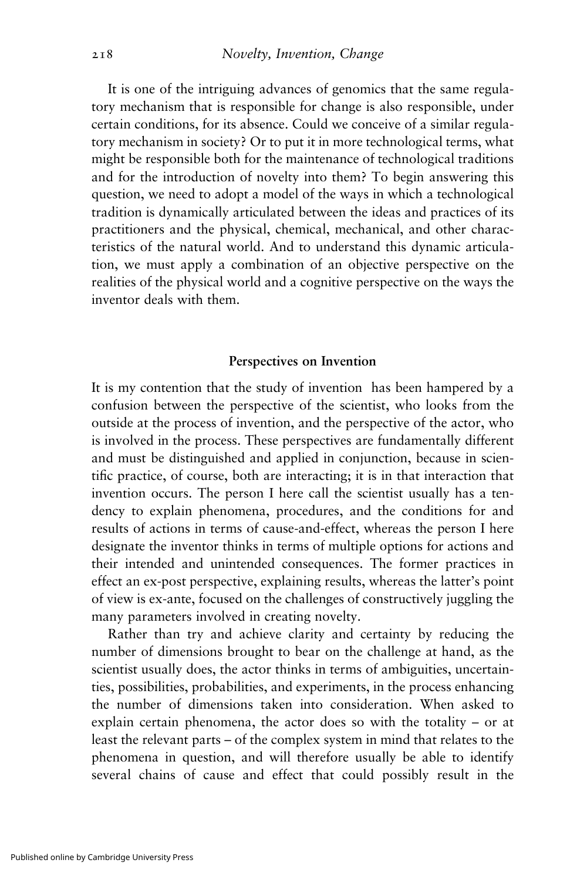It is one of the intriguing advances of genomics that the same regulatory mechanism that is responsible for change is also responsible, under certain conditions, for its absence. Could we conceive of a similar regulatory mechanism in society? Or to put it in more technological terms, what might be responsible both for the maintenance of technological traditions and for the introduction of novelty into them? To begin answering this question, we need to adopt a model of the ways in which a technological tradition is dynamically articulated between the ideas and practices of its practitioners and the physical, chemical, mechanical, and other characteristics of the natural world. And to understand this dynamic articulation, we must apply a combination of an objective perspective on the realities of the physical world and a cognitive perspective on the ways the inventor deals with them.

## Perspectives on Invention

It is my contention that the study of invention has been hampered by a confusion between the perspective of the scientist, who looks from the outside at the process of invention, and the perspective of the actor, who is involved in the process. These perspectives are fundamentally different and must be distinguished and applied in conjunction, because in scientific practice, of course, both are interacting; it is in that interaction that invention occurs. The person I here call the scientist usually has a tendency to explain phenomena, procedures, and the conditions for and results of actions in terms of cause-and-effect, whereas the person I here designate the inventor thinks in terms of multiple options for actions and their intended and unintended consequences. The former practices in effect an ex-post perspective, explaining results, whereas the latter's point of view is ex-ante, focused on the challenges of constructively juggling the many parameters involved in creating novelty.

Rather than try and achieve clarity and certainty by reducing the number of dimensions brought to bear on the challenge at hand, as the scientist usually does, the actor thinks in terms of ambiguities, uncertainties, possibilities, probabilities, and experiments, in the process enhancing the number of dimensions taken into consideration. When asked to explain certain phenomena, the actor does so with the totality – or at least the relevant parts – of the complex system in mind that relates to the phenomena in question, and will therefore usually be able to identify several chains of cause and effect that could possibly result in the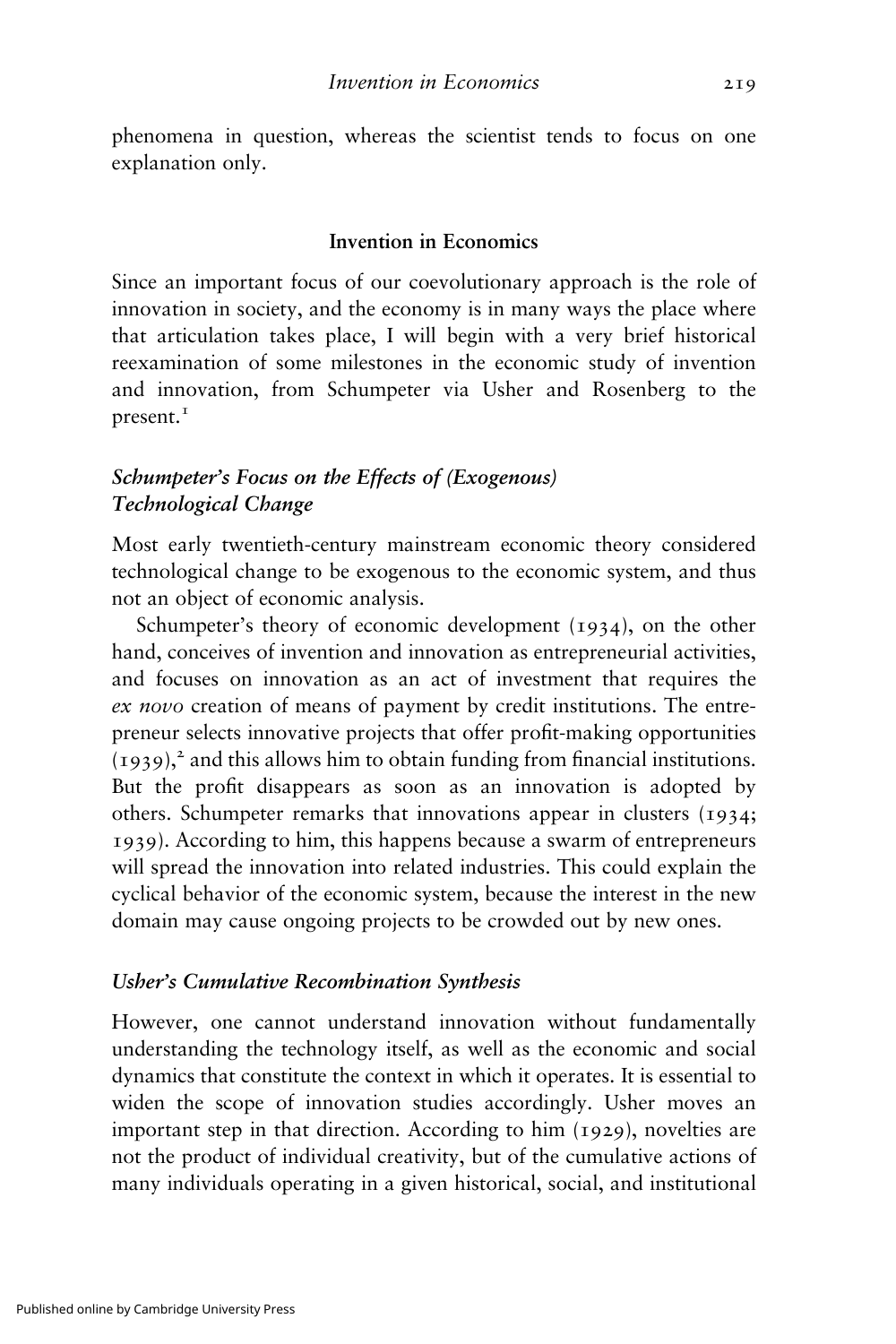phenomena in question, whereas the scientist tends to focus on one explanation only.

## Invention in Economics

Since an important focus of our coevolutionary approach is the role of innovation in society, and the economy is in many ways the place where that articulation takes place, I will begin with a very brief historical reexamination of some milestones in the economic study of invention and innovation, from Schumpeter via Usher and Rosenberg to the present.[1]

### *Schumpeter's Focus on the Effects of (Exogenous) Technological Change*

Most early twentieth-century mainstream economic theory considered technological change to be exogenous to the economic system, and thus not an object of economic analysis.

Schumpeter's theory of economic development (1934), on the other hand, conceives of invention and innovation as entrepreneurial activities, and focuses on innovation as an act of investment that requires the *ex novo* creation of means of payment by credit institutions. The entrepreneur selects innovative projects that offer profit-making opportunities (1939),[2] and this allows him to obtain funding from financial institutions. But the profit disappears as soon as an innovation is adopted by others. Schumpeter remarks that innovations appear in clusters (1934; 1939). According to him, this happens because a swarm of entrepreneurs will spread the innovation into related industries. This could explain the cyclical behavior of the economic system, because the interest in the new domain may cause ongoing projects to be crowded out by new ones.

### *Usher's Cumulative Recombination Synthesis*

However, one cannot understand innovation without fundamentally understanding the technology itself, as well as the economic and social dynamics that constitute the context in which it operates. It is essential to widen the scope of innovation studies accordingly. Usher moves an important step in that direction. According to him (1929), novelties are not the product of individual creativity, but of the cumulative actions of many individuals operating in a given historical, social, and institutional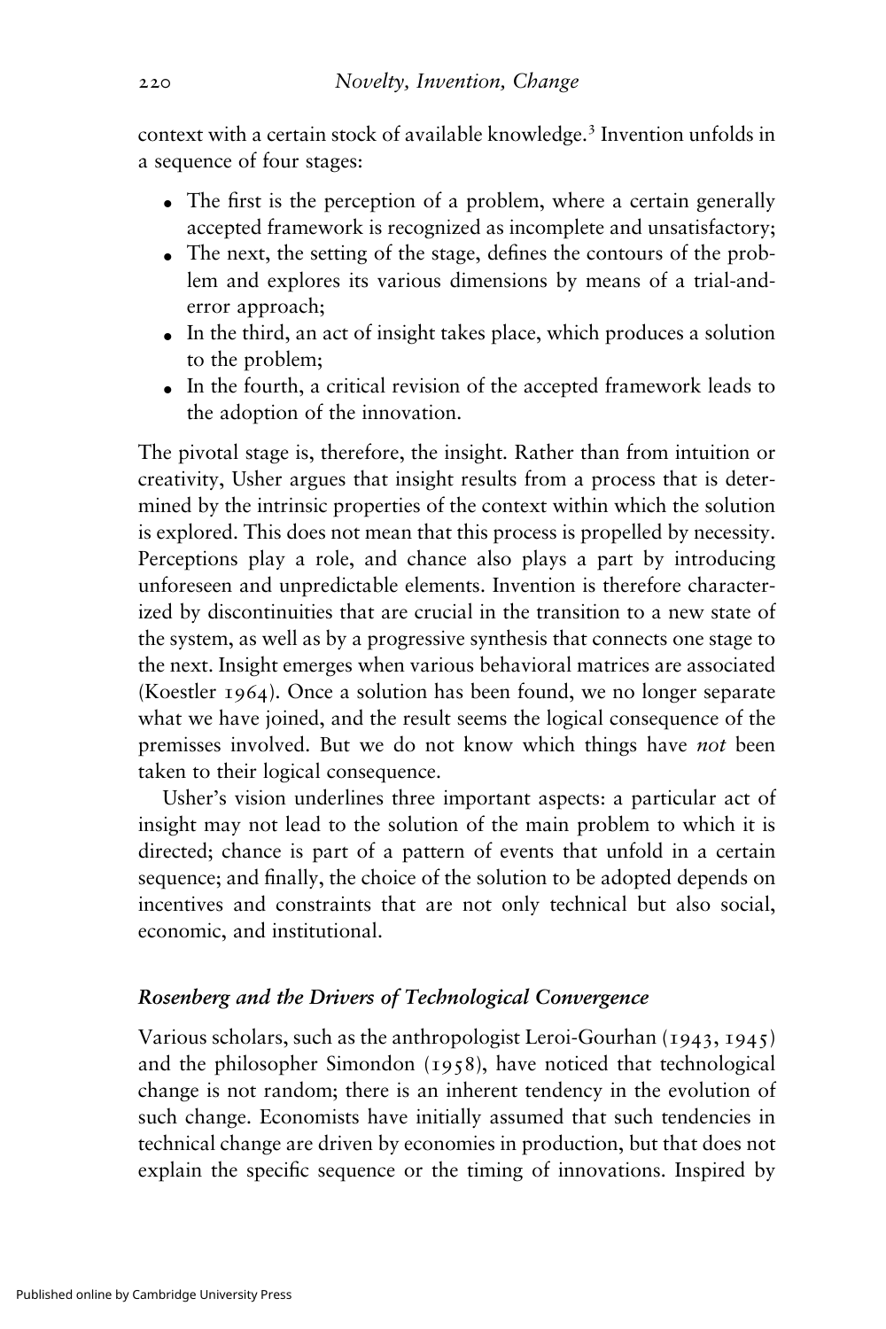context with a certain stock of available knowledge.[3] Invention unfolds in a sequence of four stages:

- The first is the perception of a problem, where a certain generally accepted framework is recognized as incomplete and unsatisfactory;
- The next, the setting of the stage, defines the contours of the problem and explores its various dimensions by means of a trial-and-error approach;
- In the third, an act of insight takes place, which produces a solution to the problem;
- In the fourth, a critical revision of the accepted framework leads to the adoption of the innovation.

The pivotal stage is, therefore, the insight. Rather than from intuition or creativity, Usher argues that insight results from a process that is determined by the intrinsic properties of the context within which the solution is explored. This does not mean that this process is propelled by necessity. Perceptions play a role, and chance also plays a part by introducing unforeseen and unpredictable elements. Invention is therefore characterized by discontinuities that are crucial in the transition to a new state of the system, as well as by a progressive synthesis that connects one stage to the next. Insight emerges when various behavioral matrices are associated (Koestler 1964). Once a solution has been found, we no longer separate what we have joined, and the result seems the logical consequence of the premisses involved. But we do not know which things have *not* been taken to their logical consequence.

Usher's vision underlines three important aspects: a particular act of insight may not lead to the solution of the main problem to which it is directed; chance is part of a pattern of events that unfold in a certain sequence; and finally, the choice of the solution to be adopted depends on incentives and constraints that are not only technical but also social, economic, and institutional.

### *Rosenberg and the Drivers of Technological Convergence*

Various scholars, such as the anthropologist Leroi-Gourhan (1943, 1945) and the philosopher Simondon (1958), have noticed that technological change is not random; there is an inherent tendency in the evolution of such change. Economists have initially assumed that such tendencies in technical change are driven by economies in production, but that does not explain the specific sequence or the timing of innovations. Inspired by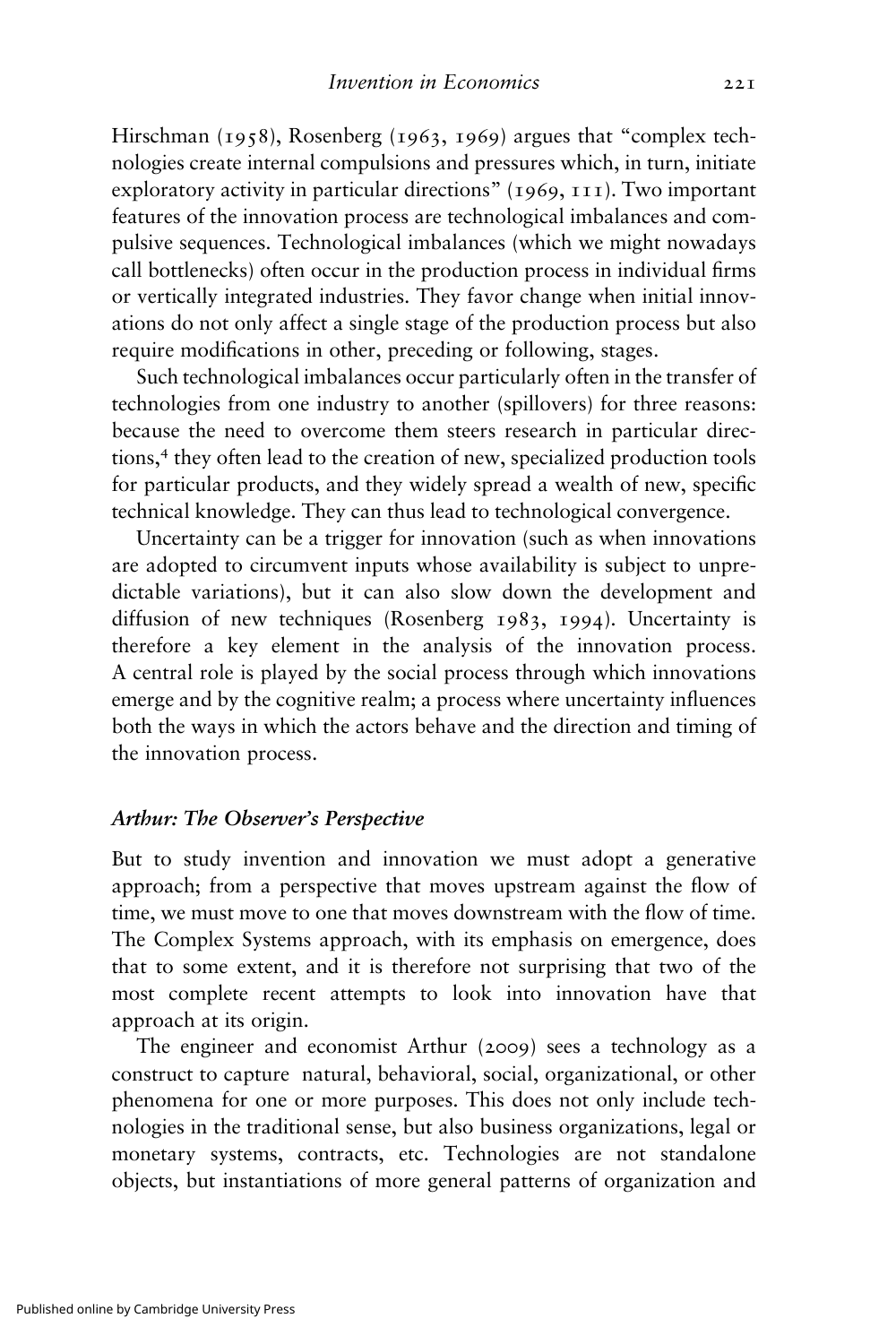Hirschman (1958), Rosenberg (1963, 1969) argues that "complex technologies create internal compulsions and pressures which, in turn, initiate exploratory activity in particular directions" (1969, 111). Two important features of the innovation process are technological imbalances and compulsive sequences. Technological imbalances (which we might nowadays call bottlenecks) often occur in the production process in individual firms or vertically integrated industries. They favor change when initial innovations do not only affect a single stage of the production process but also require modifications in other, preceding or following, stages.

Such technological imbalances occur particularly often in the transfer of technologies from one industry to another (spillovers) for three reasons: because the need to overcome them steers research in particular directions,[4] they often lead to the creation of new, specialized production tools for particular products, and they widely spread a wealth of new, specific technical knowledge. They can thus lead to technological convergence.

Uncertainty can be a trigger for innovation (such as when innovations are adopted to circumvent inputs whose availability is subject to unpredictable variations), but it can also slow down the development and diffusion of new techniques (Rosenberg 1983, 1994). Uncertainty is therefore a key element in the analysis of the innovation process. A central role is played by the social process through which innovations emerge and by the cognitive realm; a process where uncertainty influences both the ways in which the actors behave and the direction and timing of the innovation process.

### *Arthur: The Observer's Perspective*

But to study invention and innovation we must adopt a generative approach; from a perspective that moves upstream against the flow of time, we must move to one that moves downstream with the flow of time. The Complex Systems approach, with its emphasis on emergence, does that to some extent, and it is therefore not surprising that two of the most complete recent attempts to look into innovation have that approach at its origin.

The engineer and economist Arthur (2009) sees a technology as a construct to capture natural, behavioral, social, organizational, or other phenomena for one or more purposes. This does not only include technologies in the traditional sense, but also business organizations, legal or monetary systems, contracts, etc. Technologies are not standalone objects, but instantiations of more general patterns of organization and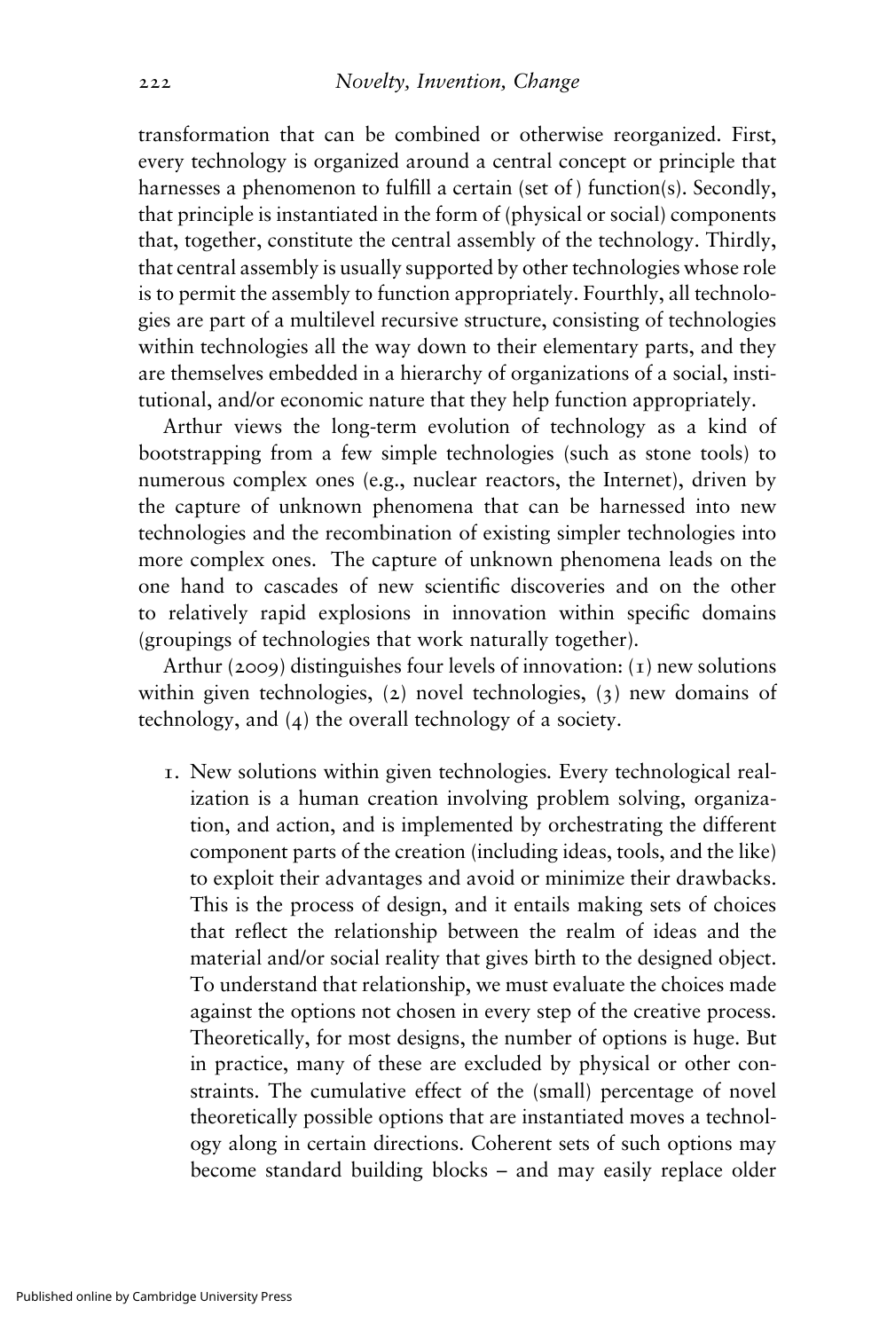transformation that can be combined or otherwise reorganized. First, every technology is organized around a central concept or principle that harnesses a phenomenon to fulfill a certain (set of ) function(s). Secondly, that principle is instantiated in the form of (physical or social) components that, together, constitute the central assembly of the technology. Thirdly, that central assembly is usually supported by other technologies whose role is to permit the assembly to function appropriately. Fourthly, all technologies are part of a multilevel recursive structure, consisting of technologies within technologies all the way down to their elementary parts, and they are themselves embedded in a hierarchy of organizations of a social, institutional, and/or economic nature that they help function appropriately.

Arthur views the long-term evolution of technology as a kind of bootstrapping from a few simple technologies (such as stone tools) to numerous complex ones (e.g., nuclear reactors, the Internet), driven by the capture of unknown phenomena that can be harnessed into new technologies and the recombination of existing simpler technologies into more complex ones. The capture of unknown phenomena leads on the one hand to cascades of new scientific discoveries and on the other to relatively rapid explosions in innovation within specific domains (groupings of technologies that work naturally together).

Arthur (2009) distinguishes four levels of innovation: (1) new solutions within given technologies, (2) novel technologies, (3) new domains of technology, and (4) the overall technology of a society.

1. New solutions within given technologies. Every technological realization is a human creation involving problem solving, organization, and action, and is implemented by orchestrating the different component parts of the creation (including ideas, tools, and the like) to exploit their advantages and avoid or minimize their drawbacks. This is the process of design, and it entails making sets of choices that reflect the relationship between the realm of ideas and the material and/or social reality that gives birth to the designed object. To understand that relationship, we must evaluate the choices made against the options not chosen in every step of the creative process. Theoretically, for most designs, the number of options is huge. But in practice, many of these are excluded by physical or other constraints. The cumulative effect of the (small) percentage of novel theoretically possible options that are instantiated moves a technology along in certain directions. Coherent sets of such options may become standard building blocks – and may easily replace older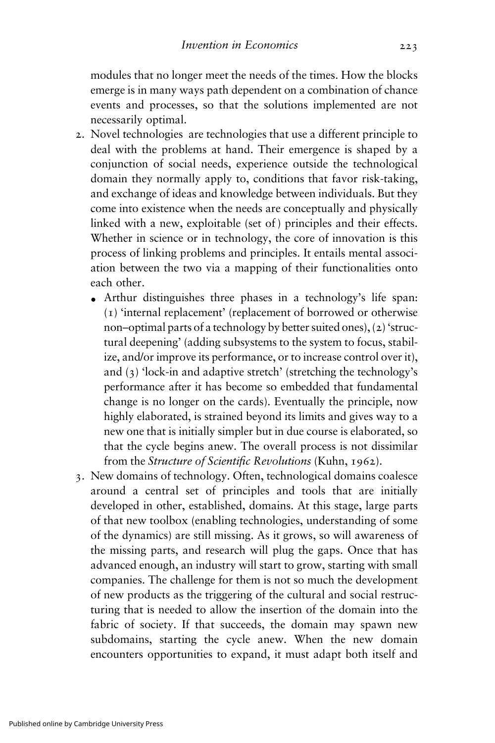modules that no longer meet the needs of the times. How the blocks emerge is in many ways path dependent on a combination of chance events and processes, so that the solutions implemented are not necessarily optimal.

2. Novel technologies are technologies that use a different principle to deal with the problems at hand. Their emergence is shaped by a conjunction of social needs, experience outside the technological domain they normally apply to, conditions that favor risk-taking, and exchange of ideas and knowledge between individuals. But they come into existence when the needs are conceptually and physically linked with a new, exploitable (set of) principles and their effects. Whether in science or in technology, the core of innovation is this process of linking problems and principles. It entails mental association between the two via a mapping of their functionalities onto each other.
   - Arthur distinguishes three phases in a technology's life span: (1) 'internal replacement' (replacement of borrowed or otherwise non–optimal parts of a technology by better suited ones), (2) 'structural deepening' (adding subsystems to the system to focus, stabilize, and/or improve its performance, or to increase control over it), and (3) 'lock-in and adaptive stretch' (stretching the technology's performance after it has become so embedded that fundamental change is no longer on the cards). Eventually the principle, now highly elaborated, is strained beyond its limits and gives way to a new one that is initially simpler but in due course is elaborated, so that the cycle begins anew. The overall process is not dissimilar from the *Structure of Scientific Revolutions* (Kuhn, 1962).
3. New domains of technology. Often, technological domains coalesce around a central set of principles and tools that are initially developed in other, established, domains. At this stage, large parts of that new toolbox (enabling technologies, understanding of some of the dynamics) are still missing. As it grows, so will awareness of the missing parts, and research will plug the gaps. Once that has advanced enough, an industry will start to grow, starting with small companies. The challenge for them is not so much the development of new products as the triggering of the cultural and social restructuring that is needed to allow the insertion of the domain into the fabric of society. If that succeeds, the domain may spawn new subdomains, starting the cycle anew. When the new domain encounters opportunities to expand, it must adapt both itself and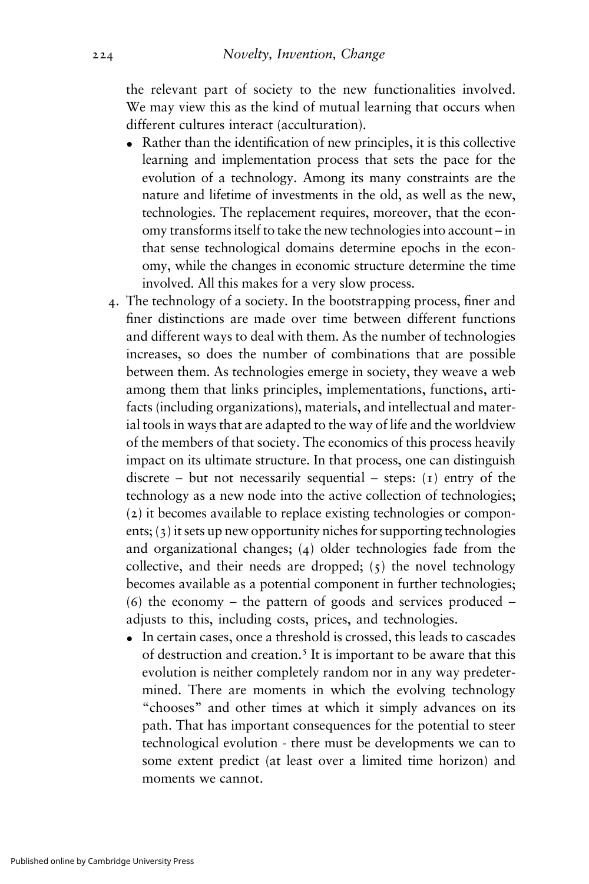the relevant part of society to the new functionalities involved. We may view this as the kind of mutual learning that occurs when different cultures interact (acculturation).

- Rather than the identification of new principles, it is this collective learning and implementation process that sets the pace for the evolution of a technology. Among its many constraints are the nature and lifetime of investments in the old, as well as the new, technologies. The replacement requires, moreover, that the economy transforms itself to take the new technologies into account – in that sense technological domains determine epochs in the economy, while the changes in economic structure determine the time involved. All this makes for a very slow process.

4. The technology of a society. In the bootstrapping process, finer and finer distinctions are made over time between different functions and different ways to deal with them. As the number of technologies increases, so does the number of combinations that are possible between them. As technologies emerge in society, they weave a web among them that links principles, implementations, functions, artifacts (including organizations), materials, and intellectual and material tools in ways that are adapted to the way of life and the worldview of the members of that society. The economics of this process heavily impact on its ultimate structure. In that process, one can distinguish discrete – but not necessarily sequential – steps: (1) entry of the technology as a new node into the active collection of technologies; (2) it becomes available to replace existing technologies or components; (3) it sets up new opportunity niches for supporting technologies and organizational changes; (4) older technologies fade from the collective, and their needs are dropped; (5) the novel technology becomes available as a potential component in further technologies; (6) the economy – the pattern of goods and services produced – adjusts to this, including costs, prices, and technologies.
   - In certain cases, once a threshold is crossed, this leads to cascades of destruction and creation.[5] It is important to be aware that this evolution is neither completely random nor in any way predetermined. There are moments in which the evolving technology "chooses" and other times at which it simply advances on its path. That has important consequences for the potential to steer technological evolution - there must be developments we can to some extent predict (at least over a limited time horizon) and moments we cannot.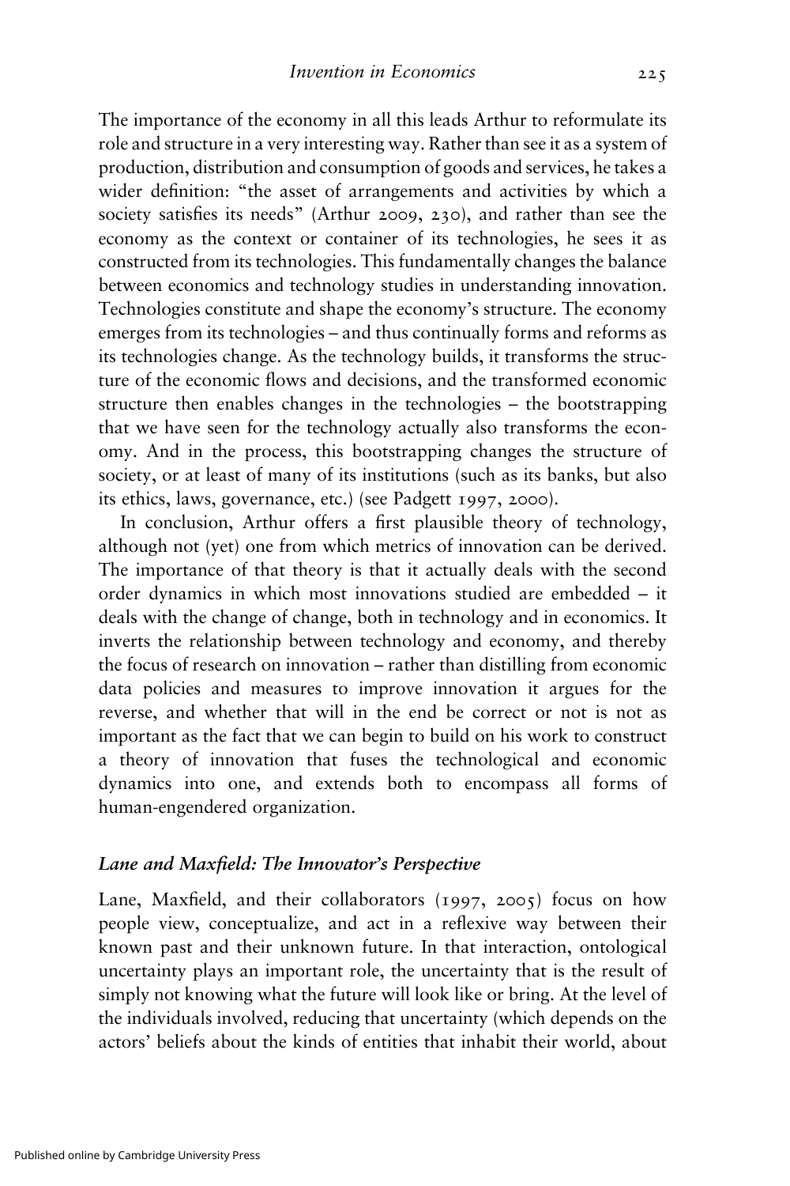The importance of the economy in all this leads Arthur to reformulate its role and structure in a very interesting way. Rather than see it as a system of production, distribution and consumption of goods and services, he takes a wider definition: "the asset of arrangements and activities by which a society satisfies its needs" (Arthur 2009, 230), and rather than see the economy as the context or container of its technologies, he sees it as constructed from its technologies. This fundamentally changes the balance between economics and technology studies in understanding innovation. Technologies constitute and shape the economy's structure. The economy emerges from its technologies – and thus continually forms and reforms as its technologies change. As the technology builds, it transforms the structure of the economic flows and decisions, and the transformed economic structure then enables changes in the technologies – the bootstrapping that we have seen for the technology actually also transforms the economy. And in the process, this bootstrapping changes the structure of society, or at least of many of its institutions (such as its banks, but also its ethics, laws, governance, etc.) (see Padgett 1997, 2000).

In conclusion, Arthur offers a first plausible theory of technology, although not (yet) one from which metrics of innovation can be derived. The importance of that theory is that it actually deals with the second order dynamics in which most innovations studied are embedded – it deals with the change of change, both in technology and in economics. It inverts the relationship between technology and economy, and thereby the focus of research on innovation – rather than distilling from economic data policies and measures to improve innovation it argues for the reverse, and whether that will in the end be correct or not is not as important as the fact that we can begin to build on his work to construct a theory of innovation that fuses the technological and economic dynamics into one, and extends both to encompass all forms of human-engendered organization.

### *Lane and Maxfield: The Innovator's Perspective*

Lane, Maxfield, and their collaborators (1997, 2005) focus on how people view, conceptualize, and act in a reflexive way between their known past and their unknown future. In that interaction, ontological uncertainty plays an important role, the uncertainty that is the result of simply not knowing what the future will look like or bring. At the level of the individuals involved, reducing that uncertainty (which depends on the actors' beliefs about the kinds of entities that inhabit their world, about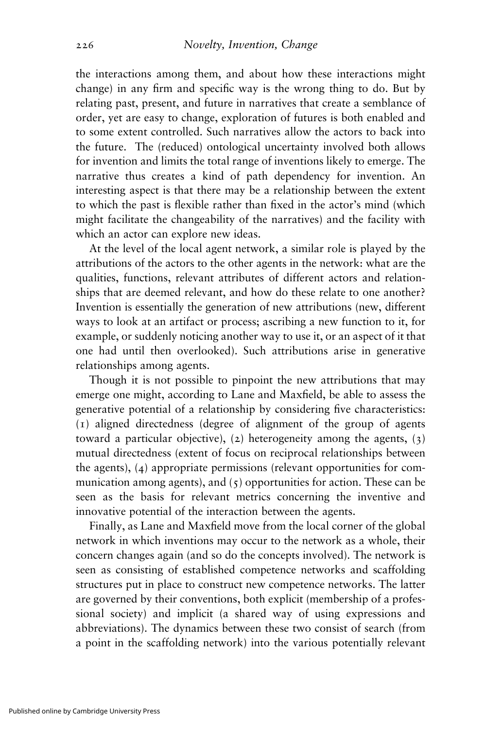the interactions among them, and about how these interactions might change) in any firm and specific way is the wrong thing to do. But by relating past, present, and future in narratives that create a semblance of order, yet are easy to change, exploration of futures is both enabled and to some extent controlled. Such narratives allow the actors to back into the future. The (reduced) ontological uncertainty involved both allows for invention and limits the total range of inventions likely to emerge. The narrative thus creates a kind of path dependency for invention. An interesting aspect is that there may be a relationship between the extent to which the past is flexible rather than fixed in the actor's mind (which might facilitate the changeability of the narratives) and the facility with which an actor can explore new ideas.

At the level of the local agent network, a similar role is played by the attributions of the actors to the other agents in the network: what are the qualities, functions, relevant attributes of different actors and relationships that are deemed relevant, and how do these relate to one another? Invention is essentially the generation of new attributions (new, different ways to look at an artifact or process; ascribing a new function to it, for example, or suddenly noticing another way to use it, or an aspect of it that one had until then overlooked). Such attributions arise in generative relationships among agents.

Though it is not possible to pinpoint the new attributions that may emerge one might, according to Lane and Maxfield, be able to assess the generative potential of a relationship by considering five characteristics: (1) aligned directedness (degree of alignment of the group of agents toward a particular objective), (2) heterogeneity among the agents, (3) mutual directedness (extent of focus on reciprocal relationships between the agents), (4) appropriate permissions (relevant opportunities for communication among agents), and (5) opportunities for action. These can be seen as the basis for relevant metrics concerning the inventive and innovative potential of the interaction between the agents.

Finally, as Lane and Maxfield move from the local corner of the global network in which inventions may occur to the network as a whole, their concern changes again (and so do the concepts involved). The network is seen as consisting of established competence networks and scaffolding structures put in place to construct new competence networks. The latter are governed by their conventions, both explicit (membership of a professional society) and implicit (a shared way of using expressions and abbreviations). The dynamics between these two consist of search (from a point in the scaffolding network) into the various potentially relevant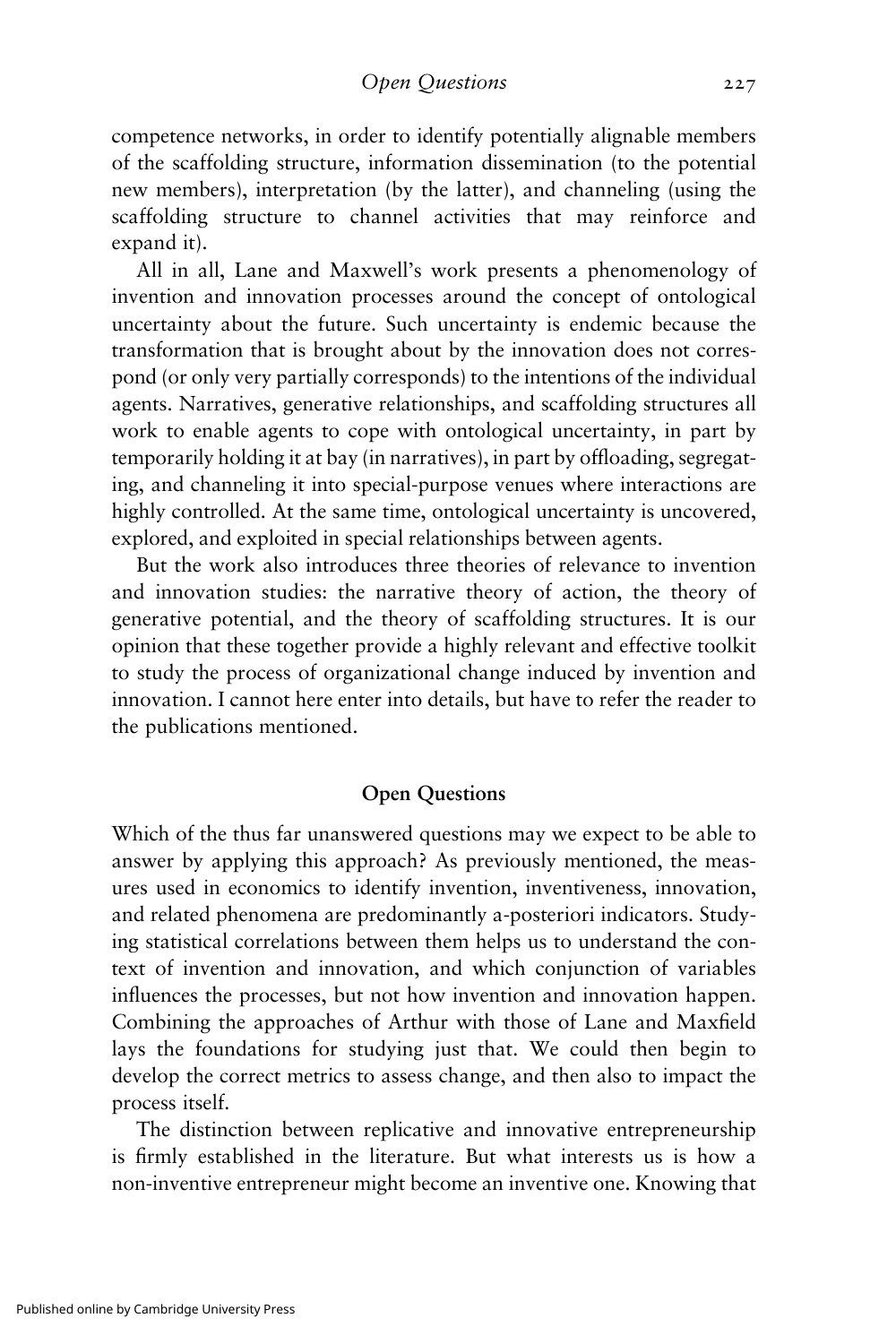competence networks, in order to identify potentially alignable members of the scaffolding structure, information dissemination (to the potential new members), interpretation (by the latter), and channeling (using the scaffolding structure to channel activities that may reinforce and expand it).

All in all, Lane and Maxwell's work presents a phenomenology of invention and innovation processes around the concept of ontological uncertainty about the future. Such uncertainty is endemic because the transformation that is brought about by the innovation does not correspond (or only very partially corresponds) to the intentions of the individual agents. Narratives, generative relationships, and scaffolding structures all work to enable agents to cope with ontological uncertainty, in part by temporarily holding it at bay (in narratives), in part by offloading, segregating, and channeling it into special-purpose venues where interactions are highly controlled. At the same time, ontological uncertainty is uncovered, explored, and exploited in special relationships between agents.

But the work also introduces three theories of relevance to invention and innovation studies: the narrative theory of action, the theory of generative potential, and the theory of scaffolding structures. It is our opinion that these together provide a highly relevant and effective toolkit to study the process of organizational change induced by invention and innovation. I cannot here enter into details, but have to refer the reader to the publications mentioned.

## Open Questions

Which of the thus far unanswered questions may we expect to be able to answer by applying this approach? As previously mentioned, the measures used in economics to identify invention, inventiveness, innovation, and related phenomena are predominantly a-posteriori indicators. Studying statistical correlations between them helps us to understand the context of invention and innovation, and which conjunction of variables influences the processes, but not how invention and innovation happen. Combining the approaches of Arthur with those of Lane and Maxfield lays the foundations for studying just that. We could then begin to develop the correct metrics to assess change, and then also to impact the process itself.

The distinction between replicative and innovative entrepreneurship is firmly established in the literature. But what interests us is how a non-inventive entrepreneur might become an inventive one. Knowing that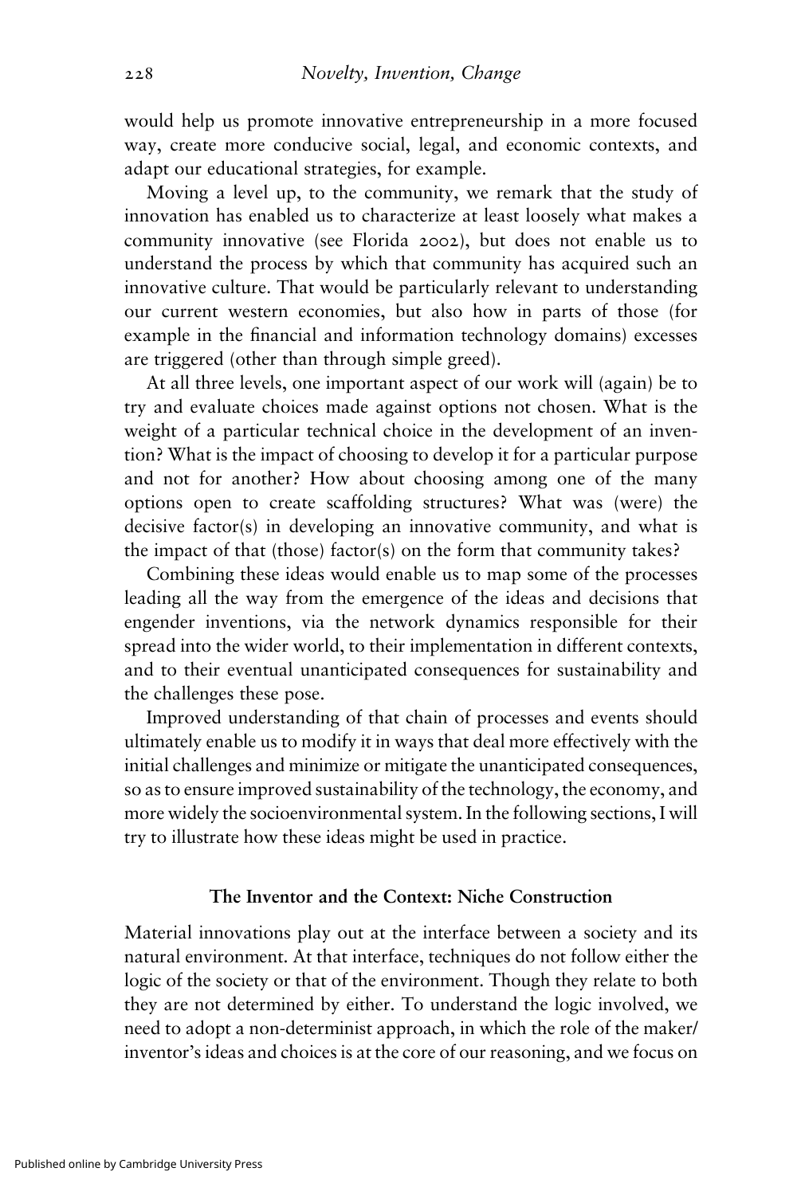would help us promote innovative entrepreneurship in a more focused way, create more conducive social, legal, and economic contexts, and adapt our educational strategies, for example.

Moving a level up, to the community, we remark that the study of innovation has enabled us to characterize at least loosely what makes a community innovative (see Florida 2002), but does not enable us to understand the process by which that community has acquired such an innovative culture. That would be particularly relevant to understanding our current western economies, but also how in parts of those (for example in the financial and information technology domains) excesses are triggered (other than through simple greed).

At all three levels, one important aspect of our work will (again) be to try and evaluate choices made against options not chosen. What is the weight of a particular technical choice in the development of an invention? What is the impact of choosing to develop it for a particular purpose and not for another? How about choosing among one of the many options open to create scaffolding structures? What was (were) the decisive factor(s) in developing an innovative community, and what is the impact of that (those) factor(s) on the form that community takes?

Combining these ideas would enable us to map some of the processes leading all the way from the emergence of the ideas and decisions that engender inventions, via the network dynamics responsible for their spread into the wider world, to their implementation in different contexts, and to their eventual unanticipated consequences for sustainability and the challenges these pose.

Improved understanding of that chain of processes and events should ultimately enable us to modify it in ways that deal more effectively with the initial challenges and minimize or mitigate the unanticipated consequences, so as to ensure improved sustainability of the technology, the economy, and more widely the socioenvironmental system. In the following sections, I will try to illustrate how these ideas might be used in practice.

## The Inventor and the Context: Niche Construction

Material innovations play out at the interface between a society and its natural environment. At that interface, techniques do not follow either the logic of the society or that of the environment. Though they relate to both they are not determined by either. To understand the logic involved, we need to adopt a non-determinist approach, in which the role of the maker/inventor's ideas and choices is at the core of our reasoning, and we focus on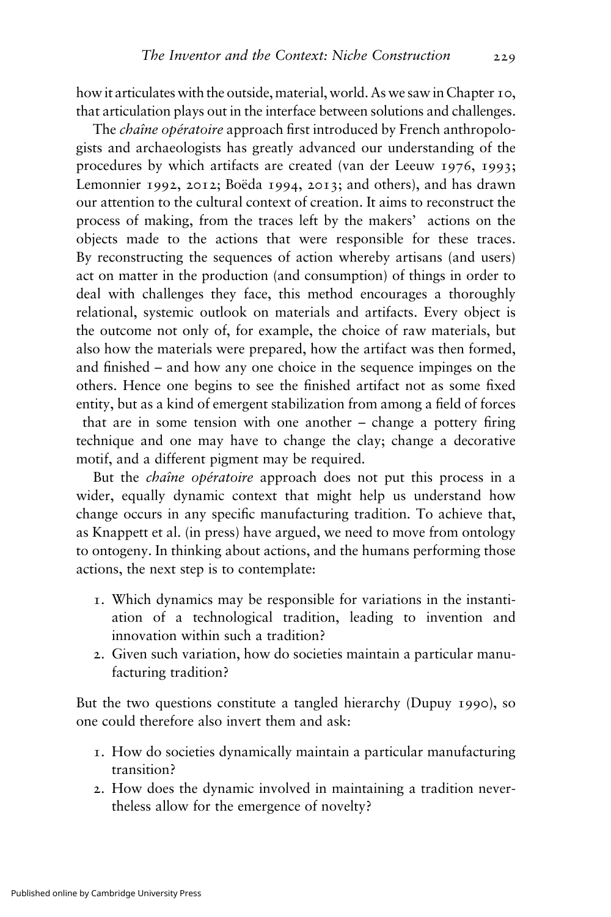how it articulates with the outside, material, world. As we saw in Chapter 10, that articulation plays out in the interface between solutions and challenges.

The *chaîne opératoire* approach first introduced by French anthropologists and archaeologists has greatly advanced our understanding of the procedures by which artifacts are created (van der Leeuw 1976, 1993; Lemonnier 1992, 2012; Boëda 1994, 2013; and others), and has drawn our attention to the cultural context of creation. It aims to reconstruct the process of making, from the traces left by the makers' actions on the objects made to the actions that were responsible for these traces. By reconstructing the sequences of action whereby artisans (and users) act on matter in the production (and consumption) of things in order to deal with challenges they face, this method encourages a thoroughly relational, systemic outlook on materials and artifacts. Every object is the outcome not only of, for example, the choice of raw materials, but also how the materials were prepared, how the artifact was then formed, and finished – and how any one choice in the sequence impinges on the others. Hence one begins to see the finished artifact not as some fixed entity, but as a kind of emergent stabilization from among a field of forces that are in some tension with one another – change a pottery firing technique and one may have to change the clay; change a decorative motif, and a different pigment may be required.

But the *chaîne opératoire* approach does not put this process in a wider, equally dynamic context that might help us understand how change occurs in any specific manufacturing tradition. To achieve that, as Knappett et al. (in press) have argued, we need to move from ontology to ontogeny. In thinking about actions, and the humans performing those actions, the next step is to contemplate:

1. Which dynamics may be responsible for variations in the instantiation of a technological tradition, leading to invention and innovation within such a tradition?
2. Given such variation, how do societies maintain a particular manufacturing tradition?

But the two questions constitute a tangled hierarchy (Dupuy 1990), so one could therefore also invert them and ask:

1. How do societies dynamically maintain a particular manufacturing transition?
2. How does the dynamic involved in maintaining a tradition nevertheless allow for the emergence of novelty?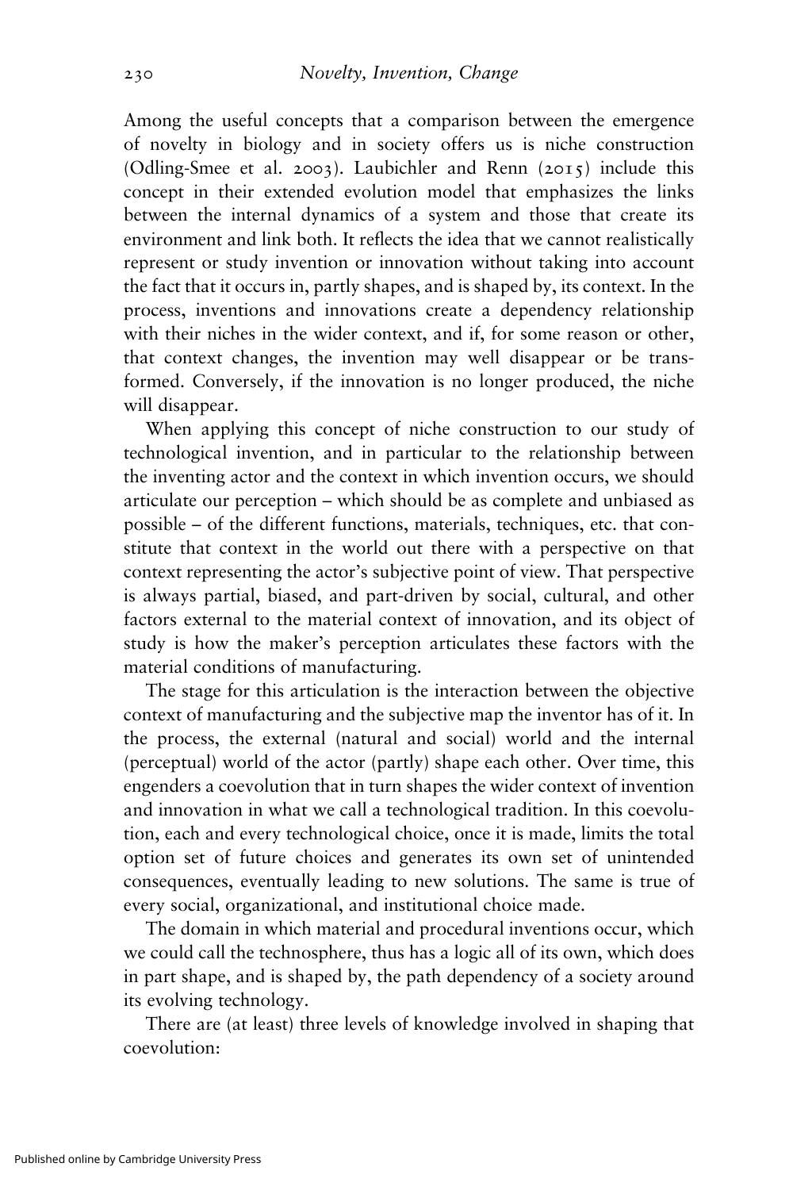Among the useful concepts that a comparison between the emergence of novelty in biology and in society offers us is niche construction (Odling-Smee et al. 2003). Laubichler and Renn (2015) include this concept in their extended evolution model that emphasizes the links between the internal dynamics of a system and those that create its environment and link both. It reflects the idea that we cannot realistically represent or study invention or innovation without taking into account the fact that it occurs in, partly shapes, and is shaped by, its context. In the process, inventions and innovations create a dependency relationship with their niches in the wider context, and if, for some reason or other, that context changes, the invention may well disappear or be transformed. Conversely, if the innovation is no longer produced, the niche will disappear.

When applying this concept of niche construction to our study of technological invention, and in particular to the relationship between the inventing actor and the context in which invention occurs, we should articulate our perception – which should be as complete and unbiased as possible – of the different functions, materials, techniques, etc. that constitute that context in the world out there with a perspective on that context representing the actor's subjective point of view. That perspective is always partial, biased, and part-driven by social, cultural, and other factors external to the material context of innovation, and its object of study is how the maker's perception articulates these factors with the material conditions of manufacturing.

The stage for this articulation is the interaction between the objective context of manufacturing and the subjective map the inventor has of it. In the process, the external (natural and social) world and the internal (perceptual) world of the actor (partly) shape each other. Over time, this engenders a coevolution that in turn shapes the wider context of invention and innovation in what we call a technological tradition. In this coevolution, each and every technological choice, once it is made, limits the total option set of future choices and generates its own set of unintended consequences, eventually leading to new solutions. The same is true of every social, organizational, and institutional choice made.

The domain in which material and procedural inventions occur, which we could call the technosphere, thus has a logic all of its own, which does in part shape, and is shaped by, the path dependency of a society around its evolving technology.

There are (at least) three levels of knowledge involved in shaping that coevolution: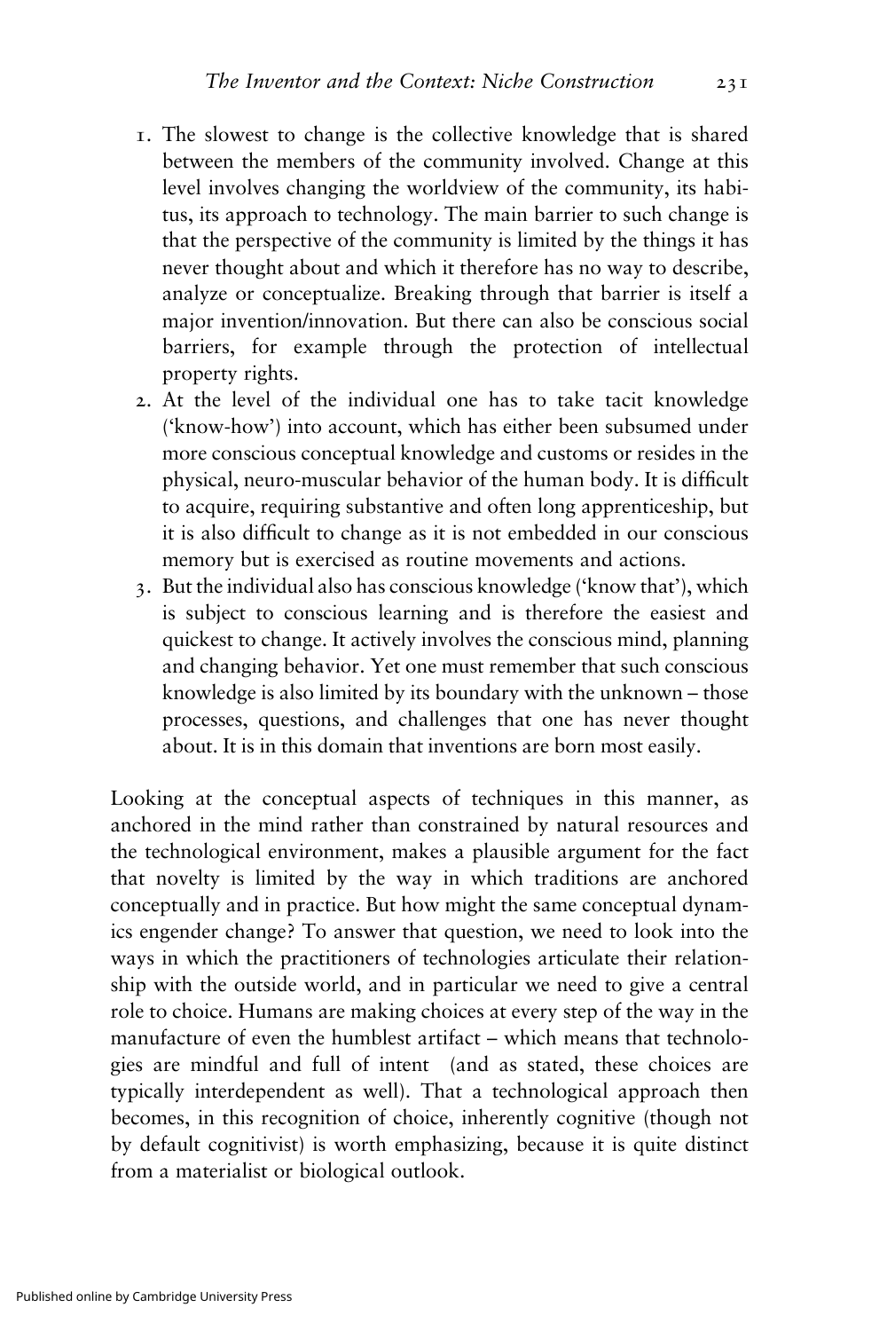1. The slowest to change is the collective knowledge that is shared between the members of the community involved. Change at this level involves changing the worldview of the community, its habitus, its approach to technology. The main barrier to such change is that the perspective of the community is limited by the things it has never thought about and which it therefore has no way to describe, analyze or conceptualize. Breaking through that barrier is itself a major invention/innovation. But there can also be conscious social barriers, for example through the protection of intellectual property rights.
2. At the level of the individual one has to take tacit knowledge ('know-how') into account, which has either been subsumed under more conscious conceptual knowledge and customs or resides in the physical, neuro-muscular behavior of the human body. It is difficult to acquire, requiring substantive and often long apprenticeship, but it is also difficult to change as it is not embedded in our conscious memory but is exercised as routine movements and actions.
3. But the individual also has conscious knowledge ('know that'), which is subject to conscious learning and is therefore the easiest and quickest to change. It actively involves the conscious mind, planning and changing behavior. Yet one must remember that such conscious knowledge is also limited by its boundary with the unknown – those processes, questions, and challenges that one has never thought about. It is in this domain that inventions are born most easily.

Looking at the conceptual aspects of techniques in this manner, as anchored in the mind rather than constrained by natural resources and the technological environment, makes a plausible argument for the fact that novelty is limited by the way in which traditions are anchored conceptually and in practice. But how might the same conceptual dynamics engender change? To answer that question, we need to look into the ways in which the practitioners of technologies articulate their relationship with the outside world, and in particular we need to give a central role to choice. Humans are making choices at every step of the way in the manufacture of even the humblest artifact – which means that technologies are mindful and full of intent (and as stated, these choices are typically interdependent as well). That a technological approach then becomes, in this recognition of choice, inherently cognitive (though not by default cognitivist) is worth emphasizing, because it is quite distinct from a materialist or biological outlook.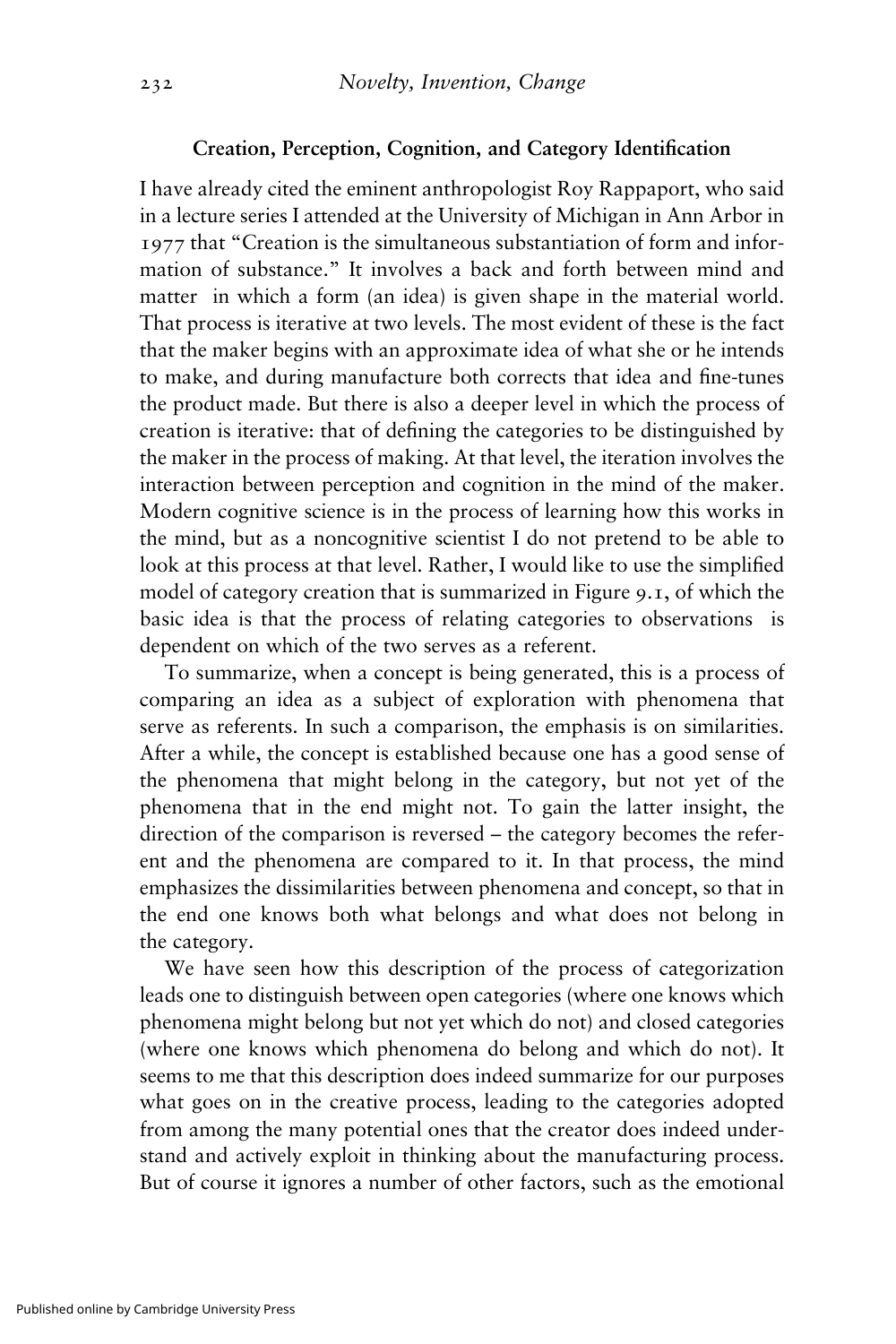## Creation, Perception, Cognition, and Category Identification

I have already cited the eminent anthropologist Roy Rappaport, who said in a lecture series I attended at the University of Michigan in Ann Arbor in 1977 that "Creation is the simultaneous substantiation of form and information of substance." It involves a back and forth between mind and matter in which a form (an idea) is given shape in the material world. That process is iterative at two levels. The most evident of these is the fact that the maker begins with an approximate idea of what she or he intends to make, and during manufacture both corrects that idea and fine-tunes the product made. But there is also a deeper level in which the process of creation is iterative: that of defining the categories to be distinguished by the maker in the process of making. At that level, the iteration involves the interaction between perception and cognition in the mind of the maker. Modern cognitive science is in the process of learning how this works in the mind, but as a noncognitive scientist I do not pretend to be able to look at this process at that level. Rather, I would like to use the simplified model of category creation that is summarized in Figure 9.1, of which the basic idea is that the process of relating categories to observations is dependent on which of the two serves as a referent.

To summarize, when a concept is being generated, this is a process of comparing an idea as a subject of exploration with phenomena that serve as referents. In such a comparison, the emphasis is on similarities. After a while, the concept is established because one has a good sense of the phenomena that might belong in the category, but not yet of the phenomena that in the end might not. To gain the latter insight, the direction of the comparison is reversed – the category becomes the referent and the phenomena are compared to it. In that process, the mind emphasizes the dissimilarities between phenomena and concept, so that in the end one knows both what belongs and what does not belong in the category.

We have seen how this description of the process of categorization leads one to distinguish between open categories (where one knows which phenomena might belong but not yet which do not) and closed categories (where one knows which phenomena do belong and which do not). It seems to me that this description does indeed summarize for our purposes what goes on in the creative process, leading to the categories adopted from among the many potential ones that the creator does indeed understand and actively exploit in thinking about the manufacturing process. But of course it ignores a number of other factors, such as the emotional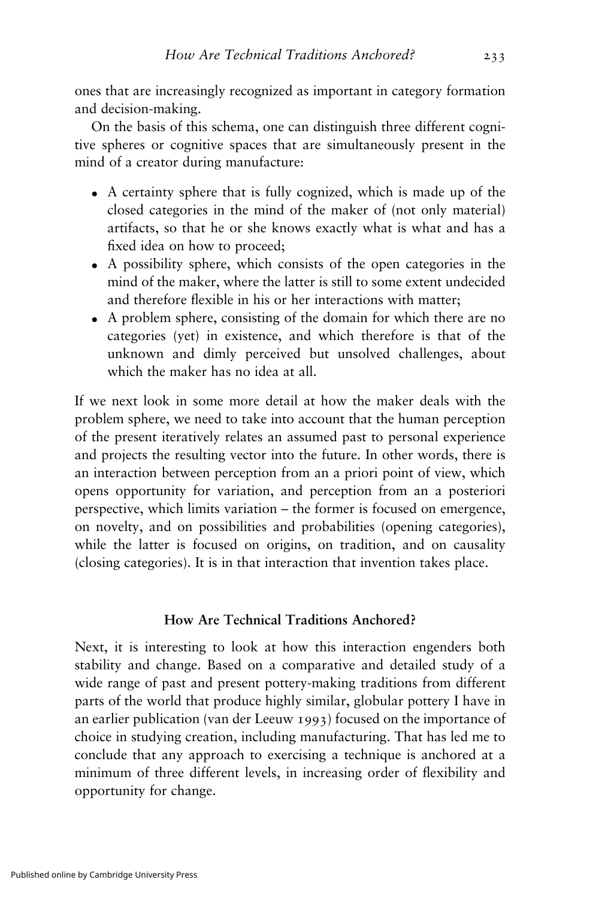ones that are increasingly recognized as important in category formation and decision-making.

On the basis of this schema, one can distinguish three different cognitive spheres or cognitive spaces that are simultaneously present in the mind of a creator during manufacture:

- A certainty sphere that is fully cognized, which is made up of the closed categories in the mind of the maker of (not only material) artifacts, so that he or she knows exactly what is what and has a fixed idea on how to proceed;
- A possibility sphere, which consists of the open categories in the mind of the maker, where the latter is still to some extent undecided and therefore flexible in his or her interactions with matter;
- A problem sphere, consisting of the domain for which there are no categories (yet) in existence, and which therefore is that of the unknown and dimly perceived but unsolved challenges, about which the maker has no idea at all.

If we next look in some more detail at how the maker deals with the problem sphere, we need to take into account that the human perception of the present iteratively relates an assumed past to personal experience and projects the resulting vector into the future. In other words, there is an interaction between perception from an a priori point of view, which opens opportunity for variation, and perception from an a posteriori perspective, which limits variation – the former is focused on emergence, on novelty, and on possibilities and probabilities (opening categories), while the latter is focused on origins, on tradition, and on causality (closing categories). It is in that interaction that invention takes place.

## How Are Technical Traditions Anchored?

Next, it is interesting to look at how this interaction engenders both stability and change. Based on a comparative and detailed study of a wide range of past and present pottery-making traditions from different parts of the world that produce highly similar, globular pottery I have in an earlier publication (van der Leeuw 1993) focused on the importance of choice in studying creation, including manufacturing. That has led me to conclude that any approach to exercising a technique is anchored at a minimum of three different levels, in increasing order of flexibility and opportunity for change.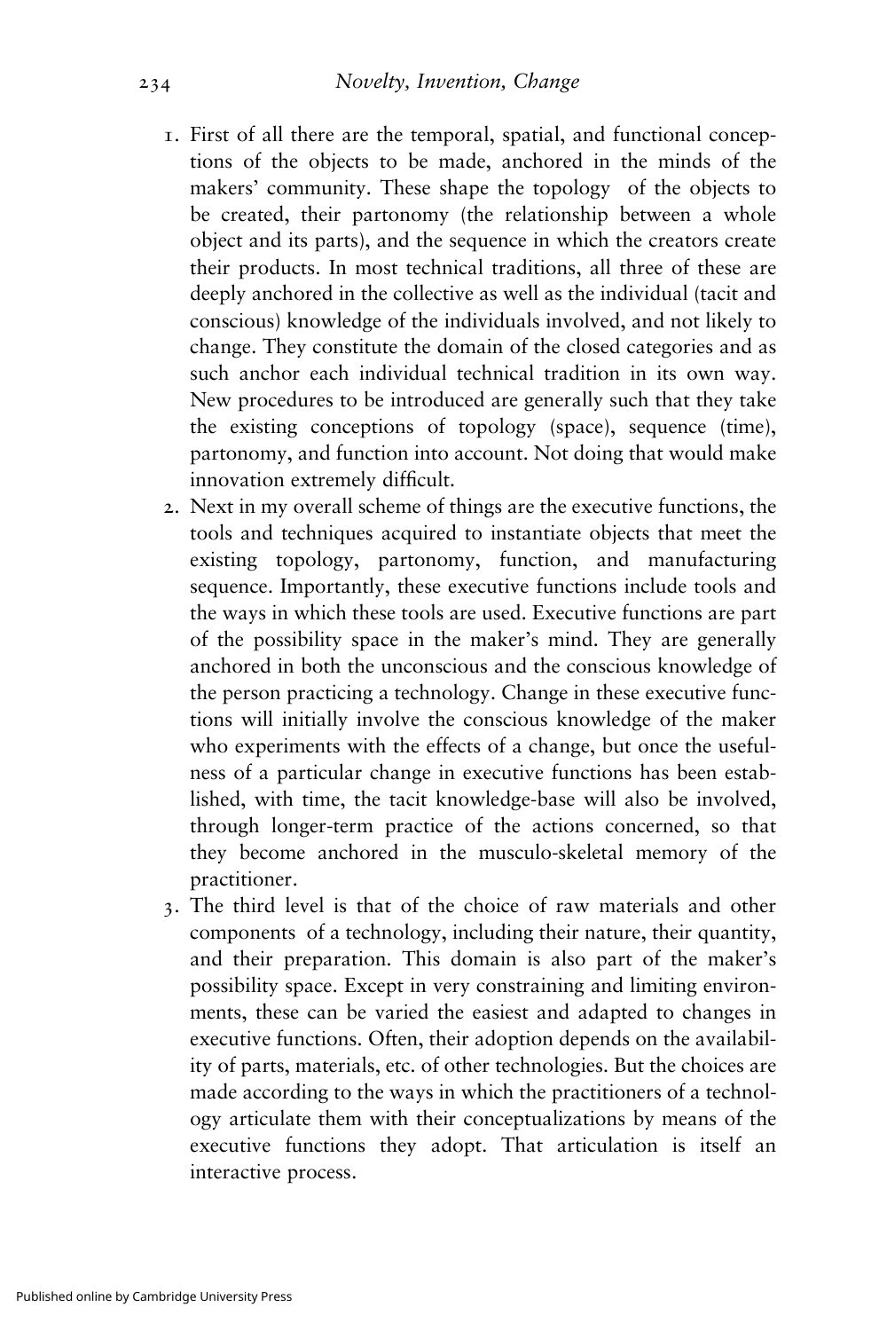1. First of all there are the temporal, spatial, and functional conceptions of the objects to be made, anchored in the minds of the makers' community. These shape the topology of the objects to be created, their partonomy (the relationship between a whole object and its parts), and the sequence in which the creators create their products. In most technical traditions, all three of these are deeply anchored in the collective as well as the individual (tacit and conscious) knowledge of the individuals involved, and not likely to change. They constitute the domain of the closed categories and as such anchor each individual technical tradition in its own way. New procedures to be introduced are generally such that they take the existing conceptions of topology (space), sequence (time), partonomy, and function into account. Not doing that would make innovation extremely difficult.
2. Next in my overall scheme of things are the executive functions, the tools and techniques acquired to instantiate objects that meet the existing topology, partonomy, function, and manufacturing sequence. Importantly, these executive functions include tools and the ways in which these tools are used. Executive functions are part of the possibility space in the maker's mind. They are generally anchored in both the unconscious and the conscious knowledge of the person practicing a technology. Change in these executive functions will initially involve the conscious knowledge of the maker who experiments with the effects of a change, but once the usefulness of a particular change in executive functions has been established, with time, the tacit knowledge-base will also be involved, through longer-term practice of the actions concerned, so that they become anchored in the musculo-skeletal memory of the practitioner.
3. The third level is that of the choice of raw materials and other components of a technology, including their nature, their quantity, and their preparation. This domain is also part of the maker's possibility space. Except in very constraining and limiting environments, these can be varied the easiest and adapted to changes in executive functions. Often, their adoption depends on the availability of parts, materials, etc. of other technologies. But the choices are made according to the ways in which the practitioners of a technology articulate them with their conceptualizations by means of the executive functions they adopt. That articulation is itself an interactive process.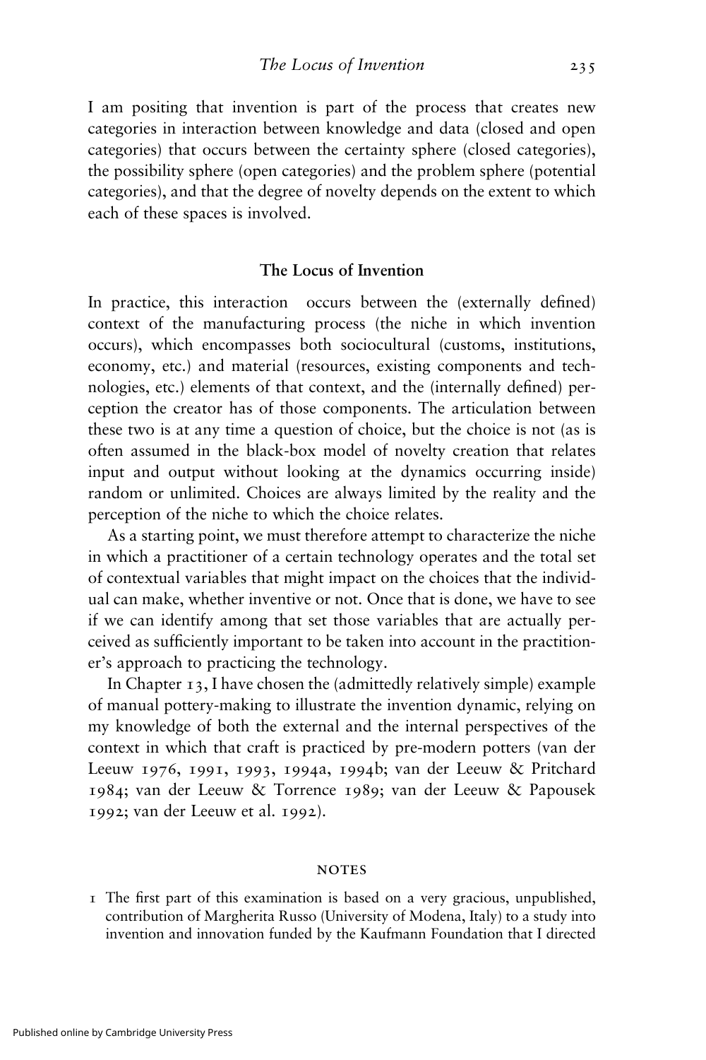I am positing that invention is part of the process that creates new categories in interaction between knowledge and data (closed and open categories) that occurs between the certainty sphere (closed categories), the possibility sphere (open categories) and the problem sphere (potential categories), and that the degree of novelty depends on the extent to which each of these spaces is involved.

## The Locus of Invention

In practice, this interaction occurs between the (externally defined) context of the manufacturing process (the niche in which invention occurs), which encompasses both sociocultural (customs, institutions, economy, etc.) and material (resources, existing components and technologies, etc.) elements of that context, and the (internally defined) perception the creator has of those components. The articulation between these two is at any time a question of choice, but the choice is not (as is often assumed in the black-box model of novelty creation that relates input and output without looking at the dynamics occurring inside) random or unlimited. Choices are always limited by the reality and the perception of the niche to which the choice relates.

As a starting point, we must therefore attempt to characterize the niche in which a practitioner of a certain technology operates and the total set of contextual variables that might impact on the choices that the individual can make, whether inventive or not. Once that is done, we have to see if we can identify among that set those variables that are actually perceived as sufficiently important to be taken into account in the practitioner's approach to practicing the technology.

In Chapter 13, I have chosen the (admittedly relatively simple) example of manual pottery-making to illustrate the invention dynamic, relying on my knowledge of both the external and the internal perspectives of the context in which that craft is practiced by pre-modern potters (van der Leeuw 1976, 1991, 1993, 1994a, 1994b; van der Leeuw & Pritchard 1984; van der Leeuw & Torrence 1989; van der Leeuw & Papousek 1992; van der Leeuw et al. 1992).

### NOTES

1 The first part of this examination is based on a very gracious, unpublished, contribution of Margherita Russo (University of Modena, Italy) to a study into invention and innovation funded by the Kaufmann Foundation that I directed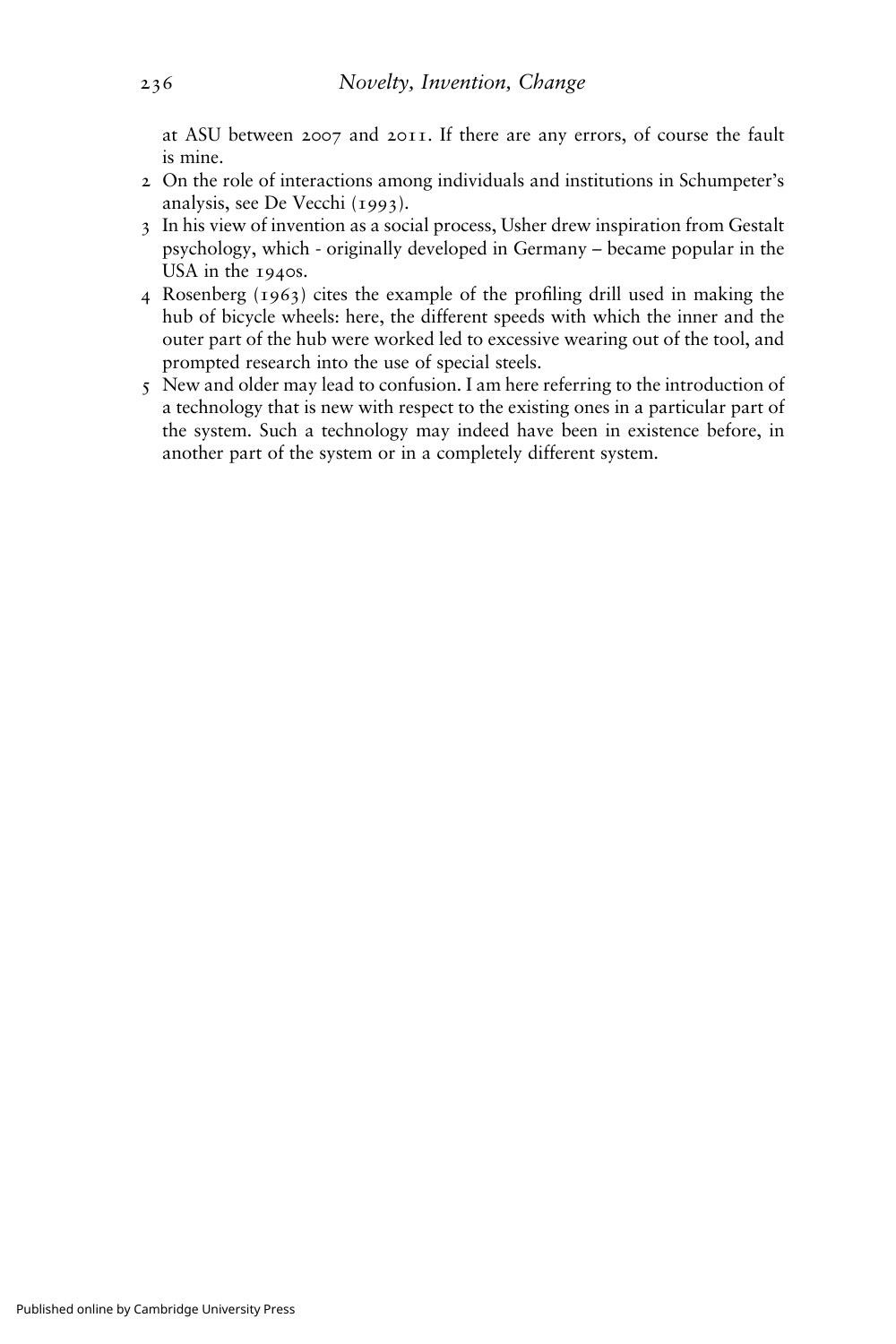at ASU between 2007 and 2011. If there are any errors, of course the fault is mine.

2 On the role of interactions among individuals and institutions in Schumpeter's analysis, see De Vecchi (1993).

3 In his view of invention as a social process, Usher drew inspiration from Gestalt psychology, which - originally developed in Germany – became popular in the USA in the 1940s.

4 Rosenberg (1963) cites the example of the profiling drill used in making the hub of bicycle wheels: here, the different speeds with which the inner and the outer part of the hub were worked led to excessive wearing out of the tool, and prompted research into the use of special steels.

5 New and older may lead to confusion. I am here referring to the introduction of a technology that is new with respect to the existing ones in a particular part of the system. Such a technology may indeed have been in existence before, in another part of the system or in a completely different system.